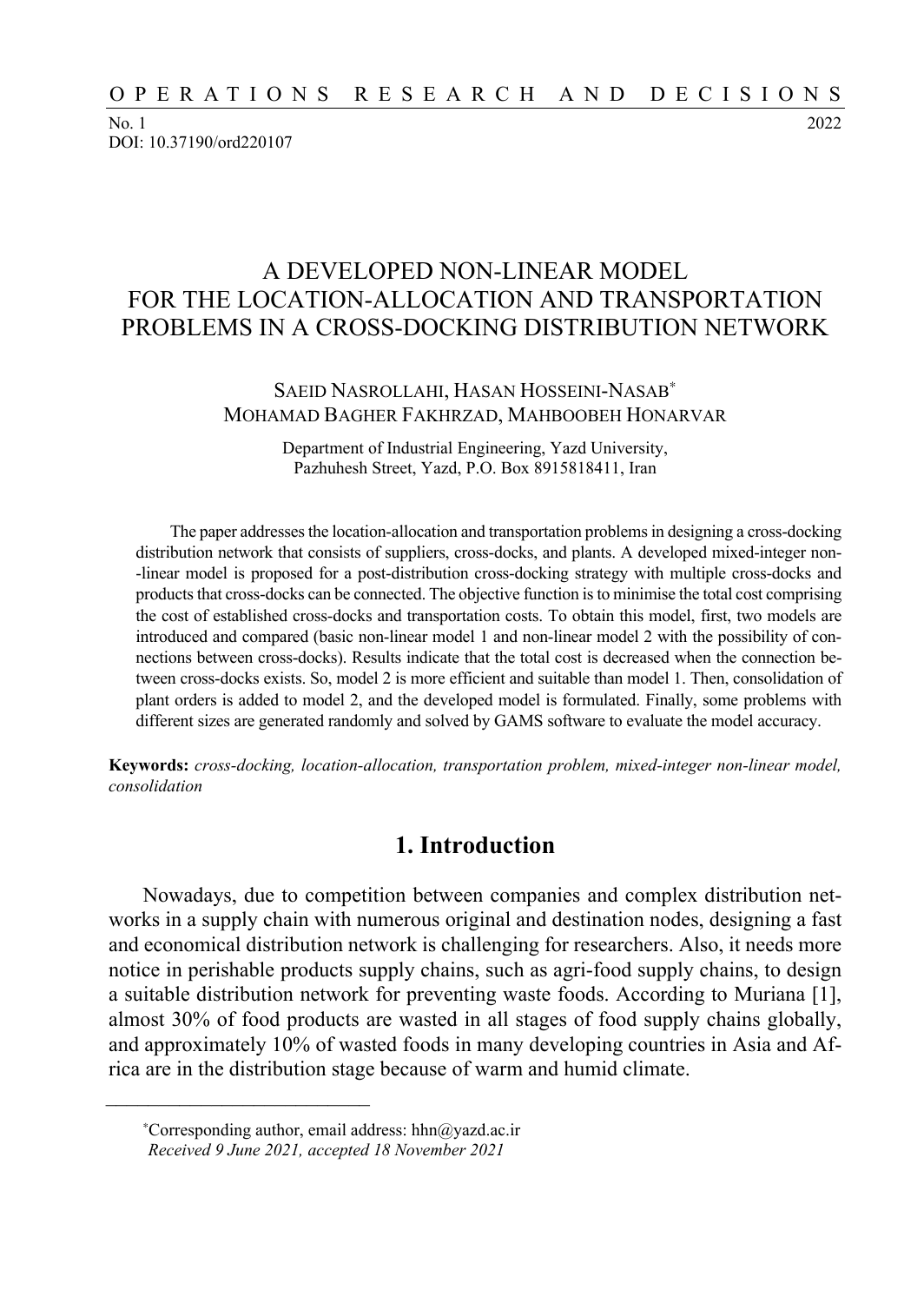# A DEVELOPED NON-LINEAR MODEL FOR THE LOCATION-ALLOCATION AND TRANSPORTATION PROBLEMS IN A CROSS-DOCKING DISTRIBUTION NETWORK

SAEID NASROLLAHI, HASAN HOSSEINI-NASAB*, MOHAMAD BAGHER FAKHRZAD, MAHBOOBEH HONARVAR

Department of Industrial Engineering, Yazd University, Pazhuhesh Street, Yazd, P.O. Box 8915818411, Iran

The paper addresses the location-allocation and transportation problems in designing a cross-docking distribution network that consists of suppliers, cross-docks, and plants. A developed mixed-integer non-linear model is proposed for a post-distribution cross-docking strategy with multiple cross-docks and products that cross-docks can be connected. The objective function is to minimise the total cost comprising the cost of established cross-docks and transportation costs. To obtain this model, first, two models are introduced and compared (basic non-linear model 1 and non-linear model 2 with the possibility of connections between cross-docks). Results indicate that the total cost is decreased when the connection between cross-docks exists. So, model 2 is more efficient and suitable than model 1. Then, consolidation of plant orders is added to model 2, and the developed model is formulated. Finally, some problems with different sizes are generated randomly and solved by GAMS software to evaluate the model accuracy.

**Keywords:** *cross-docking, location-allocation, transportation problem, mixed-integer non-linear model, consolidation*

## 1. Introduction

Nowadays, due to competition between companies and complex distribution networks in a supply chain with numerous original and destination nodes, designing a fast and economical distribution network is challenging for researchers. Also, it needs more notice in perishable products supply chains, such as agri-food supply chains, to design a suitable distribution network for preventing waste foods. According to Muriana [1], almost 30% of food products are wasted in all stages of food supply chains globally, and approximately 10% of wasted foods in many developing countries in Asia and Africa are in the distribution stage because of warm and humid climate.

---

*Corresponding author, email address: hhn@yazd.ac.ir
*Received 9 June 2021, accepted 18 November 2021*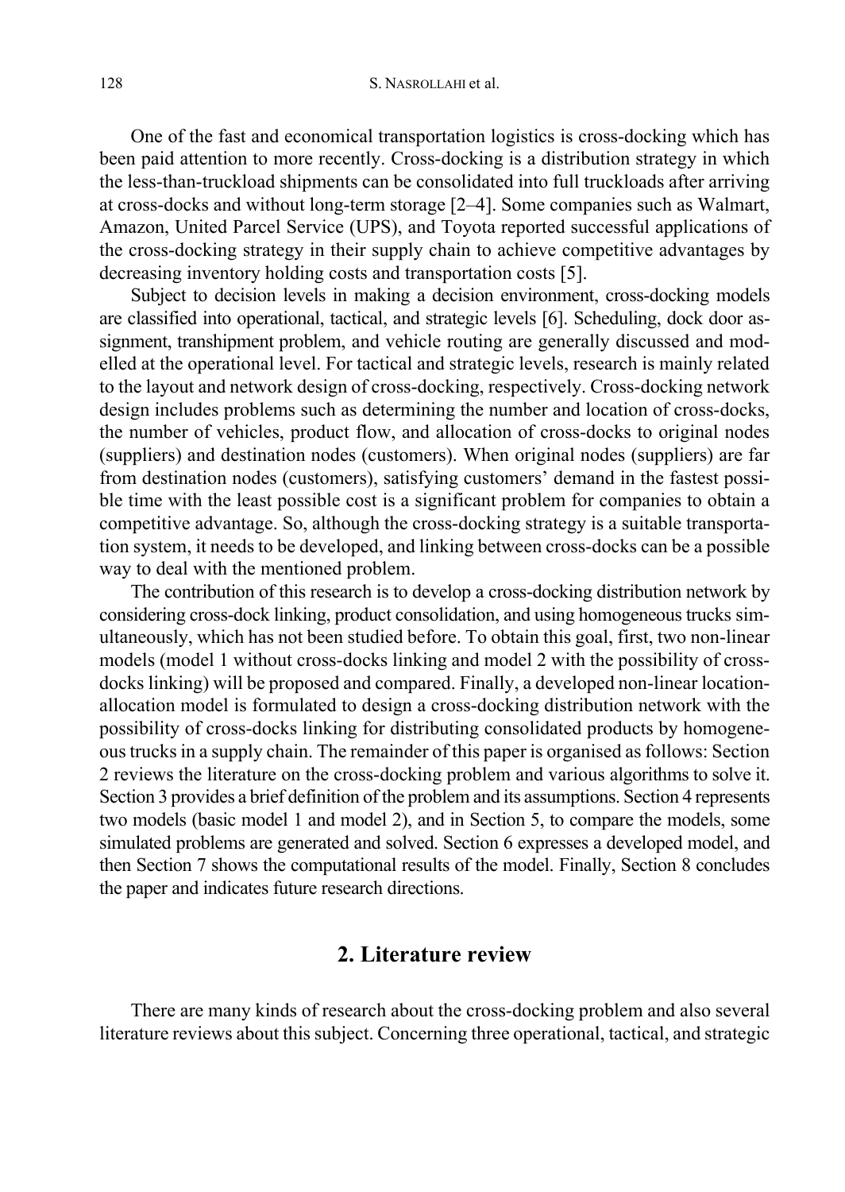One of the fast and economical transportation logistics is cross-docking which has been paid attention to more recently. Cross-docking is a distribution strategy in which the less-than-truckload shipments can be consolidated into full truckloads after arriving at cross-docks and without long-term storage [2–4]. Some companies such as Walmart, Amazon, United Parcel Service (UPS), and Toyota reported successful applications of the cross-docking strategy in their supply chain to achieve competitive advantages by decreasing inventory holding costs and transportation costs [5].

Subject to decision levels in making a decision environment, cross-docking models are classified into operational, tactical, and strategic levels [6]. Scheduling, dock door assignment, transhipment problem, and vehicle routing are generally discussed and modelled at the operational level. For tactical and strategic levels, research is mainly related to the layout and network design of cross-docking, respectively. Cross-docking network design includes problems such as determining the number and location of cross-docks, the number of vehicles, product flow, and allocation of cross-docks to original nodes (suppliers) and destination nodes (customers). When original nodes (suppliers) are far from destination nodes (customers), satisfying customers' demand in the fastest possible time with the least possible cost is a significant problem for companies to obtain a competitive advantage. So, although the cross-docking strategy is a suitable transportation system, it needs to be developed, and linking between cross-docks can be a possible way to deal with the mentioned problem.

The contribution of this research is to develop a cross-docking distribution network by considering cross-dock linking, product consolidation, and using homogeneous trucks simultaneously, which has not been studied before. To obtain this goal, first, two non-linear models (model 1 without cross-docks linking and model 2 with the possibility of cross-docks linking) will be proposed and compared. Finally, a developed non-linear location-allocation model is formulated to design a cross-docking distribution network with the possibility of cross-docks linking for distributing consolidated products by homogeneous trucks in a supply chain. The remainder of this paper is organised as follows: Section 2 reviews the literature on the cross-docking problem and various algorithms to solve it. Section 3 provides a brief definition of the problem and its assumptions. Section 4 represents two models (basic model 1 and model 2), and in Section 5, to compare the models, some simulated problems are generated and solved. Section 6 expresses a developed model, and then Section 7 shows the computational results of the model. Finally, Section 8 concludes the paper and indicates future research directions.

## 2. Literature review

There are many kinds of research about the cross-docking problem and also several literature reviews about this subject. Concerning three operational, tactical, and strategic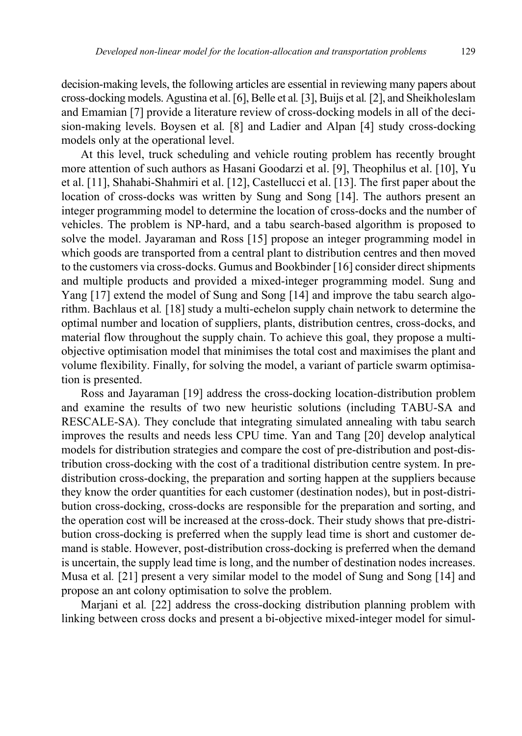decision-making levels, the following articles are essential in reviewing many papers about cross-docking models. Agustina et al. [6], Belle et al. [3], Buijs et al. [2], and Sheikholeslam and Emamian [7] provide a literature review of cross-docking models in all of the decision-making levels. Boysen et al. [8] and Ladier and Alpan [4] study cross-docking models only at the operational level.

At this level, truck scheduling and vehicle routing problem has recently brought more attention of such authors as Hasani Goodarzi et al. [9], Theophilus et al. [10], Yu et al. [11], Shahabi-Shahmiri et al. [12], Castellucci et al. [13]. The first paper about the location of cross-docks was written by Sung and Song [14]. The authors present an integer programming model to determine the location of cross-docks and the number of vehicles. The problem is NP-hard, and a tabu search-based algorithm is proposed to solve the model. Jayaraman and Ross [15] propose an integer programming model in which goods are transported from a central plant to distribution centres and then moved to the customers via cross-docks. Gumus and Bookbinder [16] consider direct shipments and multiple products and provided a mixed-integer programming model. Sung and Yang [17] extend the model of Sung and Song [14] and improve the tabu search algorithm. Bachlaus et al. [18] study a multi-echelon supply chain network to determine the optimal number and location of suppliers, plants, distribution centres, cross-docks, and material flow throughout the supply chain. To achieve this goal, they propose a multi-objective optimisation model that minimises the total cost and maximises the plant and volume flexibility. Finally, for solving the model, a variant of particle swarm optimisation is presented.

Ross and Jayaraman [19] address the cross-docking location-distribution problem and examine the results of two new heuristic solutions (including TABU-SA and RESCALE-SA). They conclude that integrating simulated annealing with tabu search improves the results and needs less CPU time. Yan and Tang [20] develop analytical models for distribution strategies and compare the cost of pre-distribution and post-distribution cross-docking with the cost of a traditional distribution centre system. In pre-distribution cross-docking, the preparation and sorting happen at the suppliers because they know the order quantities for each customer (destination nodes), but in post-distribution cross-docking, cross-docks are responsible for the preparation and sorting, and the operation cost will be increased at the cross-dock. Their study shows that pre-distribution cross-docking is preferred when the supply lead time is short and customer demand is stable. However, post-distribution cross-docking is preferred when the demand is uncertain, the supply lead time is long, and the number of destination nodes increases. Musa et al. [21] present a very similar model to the model of Sung and Song [14] and propose an ant colony optimisation to solve the problem.

Marjani et al. [22] address the cross-docking distribution planning problem with linking between cross docks and present a bi-objective mixed-integer model for simul-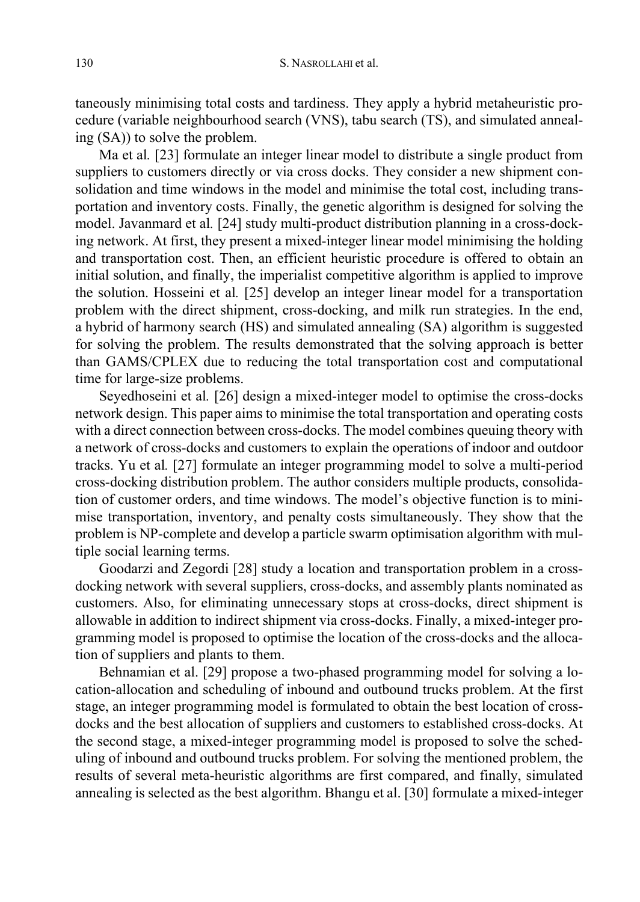taneously minimising total costs and tardiness. They apply a hybrid metaheuristic procedure (variable neighbourhood search (VNS), tabu search (TS), and simulated annealing (SA)) to solve the problem.

Ma et al. [23] formulate an integer linear model to distribute a single product from suppliers to customers directly or via cross docks. They consider a new shipment consolidation and time windows in the model and minimise the total cost, including transportation and inventory costs. Finally, the genetic algorithm is designed for solving the model. Javanmard et al. [24] study multi-product distribution planning in a cross-docking network. At first, they present a mixed-integer linear model minimising the holding and transportation cost. Then, an efficient heuristic procedure is offered to obtain an initial solution, and finally, the imperialist competitive algorithm is applied to improve the solution. Hosseini et al. [25] develop an integer linear model for a transportation problem with the direct shipment, cross-docking, and milk run strategies. In the end, a hybrid of harmony search (HS) and simulated annealing (SA) algorithm is suggested for solving the problem. The results demonstrated that the solving approach is better than GAMS/CPLEX due to reducing the total transportation cost and computational time for large-size problems.

Seyedhoseini et al. [26] design a mixed-integer model to optimise the cross-docks network design. This paper aims to minimise the total transportation and operating costs with a direct connection between cross-docks. The model combines queuing theory with a network of cross-docks and customers to explain the operations of indoor and outdoor tracks. Yu et al. [27] formulate an integer programming model to solve a multi-period cross-docking distribution problem. The author considers multiple products, consolidation of customer orders, and time windows. The model's objective function is to minimise transportation, inventory, and penalty costs simultaneously. They show that the problem is NP-complete and develop a particle swarm optimisation algorithm with multiple social learning terms.

Goodarzi and Zegordi [28] study a location and transportation problem in a cross-docking network with several suppliers, cross-docks, and assembly plants nominated as customers. Also, for eliminating unnecessary stops at cross-docks, direct shipment is allowable in addition to indirect shipment via cross-docks. Finally, a mixed-integer programming model is proposed to optimise the location of the cross-docks and the allocation of suppliers and plants to them.

Behnamian et al. [29] propose a two-phased programming model for solving a location-allocation and scheduling of inbound and outbound trucks problem. At the first stage, an integer programming model is formulated to obtain the best location of cross-docks and the best allocation of suppliers and customers to established cross-docks. At the second stage, a mixed-integer programming model is proposed to solve the scheduling of inbound and outbound trucks problem. For solving the mentioned problem, the results of several meta-heuristic algorithms are first compared, and finally, simulated annealing is selected as the best algorithm. Bhangu et al. [30] formulate a mixed-integer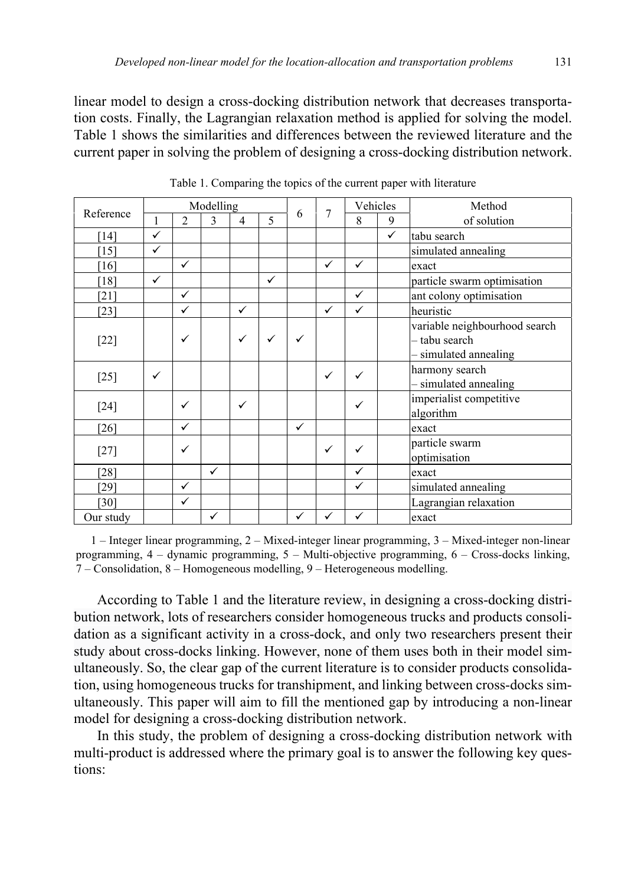linear model to design a cross-docking distribution network that decreases transportation costs. Finally, the Lagrangian relaxation method is applied for solving the model. Table 1 shows the similarities and differences between the reviewed literature and the current paper in solving the problem of designing a cross-docking distribution network.

Table 1. Comparing the topics of the current paper with literature

| Reference | Modelling | | | | | 6 | 7 | Vehicles | | Method of solution |
|---|---|---|---|---|---|---|---|---|---|---|
| | 1 | 2 | 3 | 4 | 5 | | | 8 | 9 | |
| [14] | ✓ | | | | | | | | ✓ | tabu search |
| [15] | ✓ | | | | | | | | | simulated annealing |
| [16] | | ✓ | | | | | ✓ | ✓ | | exact |
| [18] | ✓ | | | | ✓ | | | | | particle swarm optimisation |
| [21] | | ✓ | | | | | | ✓ | | ant colony optimisation |
| [23] | | ✓ | | ✓ | | | ✓ | ✓ | | heuristic |
| [22] | | ✓ | | ✓ | ✓ | ✓ | | | | variable neighbourhood search – tabu search – simulated annealing |
| [25] | ✓ | | | | | | ✓ | ✓ | | harmony search – simulated annealing |
| [24] | | ✓ | | ✓ | | | | ✓ | | imperialist competitive algorithm |
| [26] | | ✓ | | | | ✓ | | | | exact |
| [27] | | ✓ | | | | | ✓ | ✓ | | particle swarm optimisation |
| [28] | | | ✓ | | | | | ✓ | | exact |
| [29] | | ✓ | | | | | | ✓ | | simulated annealing |
| [30] | | ✓ | | | | | | | | Lagrangian relaxation |
| Our study | | | ✓ | | | ✓ | ✓ | ✓ | | exact |

1 – Integer linear programming, 2 – Mixed-integer linear programming, 3 – Mixed-integer non-linear programming, 4 – dynamic programming, 5 – Multi-objective programming, 6 – Cross-docks linking, 7 – Consolidation, 8 – Homogeneous modelling, 9 – Heterogeneous modelling.

According to Table 1 and the literature review, in designing a cross-docking distribution network, lots of researchers consider homogeneous trucks and products consolidation as a significant activity in a cross-dock, and only two researchers present their study about cross-docks linking. However, none of them uses both in their model simultaneously. So, the clear gap of the current literature is to consider products consolidation, using homogeneous trucks for transhipment, and linking between cross-docks simultaneously. This paper will aim to fill the mentioned gap by introducing a non-linear model for designing a cross-docking distribution network.

In this study, the problem of designing a cross-docking distribution network with multi-product is addressed where the primary goal is to answer the following key questions: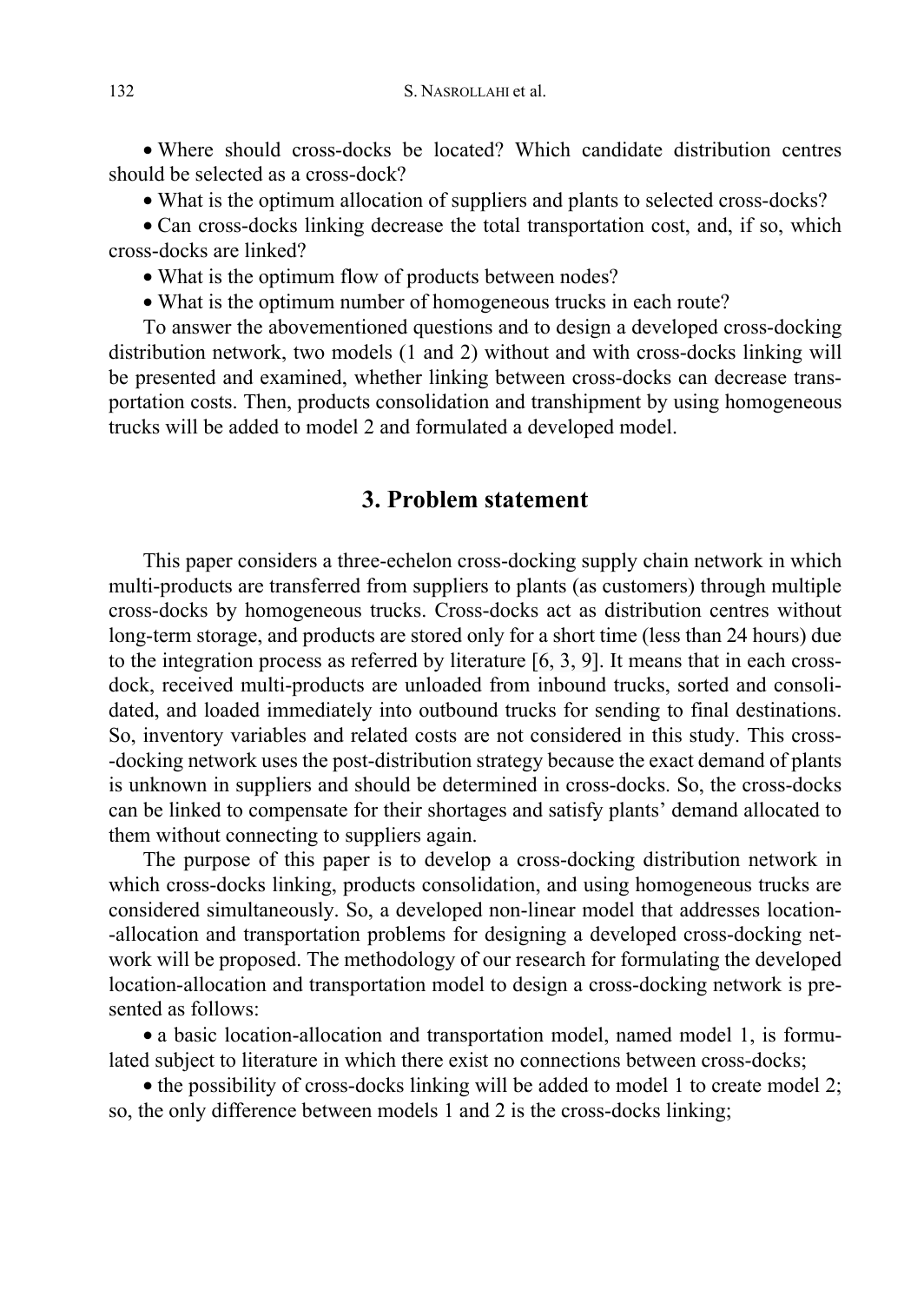- Where should cross-docks be located? Which candidate distribution centres should be selected as a cross-dock?
- What is the optimum allocation of suppliers and plants to selected cross-docks?
- Can cross-docks linking decrease the total transportation cost, and, if so, which cross-docks are linked?
- What is the optimum flow of products between nodes?
- What is the optimum number of homogeneous trucks in each route?

To answer the abovementioned questions and to design a developed cross-docking distribution network, two models (1 and 2) without and with cross-docks linking will be presented and examined, whether linking between cross-docks can decrease transportation costs. Then, products consolidation and transhipment by using homogeneous trucks will be added to model 2 and formulated a developed model.

## 3. Problem statement

This paper considers a three-echelon cross-docking supply chain network in which multi-products are transferred from suppliers to plants (as customers) through multiple cross-docks by homogeneous trucks. Cross-docks act as distribution centres without long-term storage, and products are stored only for a short time (less than 24 hours) due to the integration process as referred by literature [6, 3, 9]. It means that in each cross-dock, received multi-products are unloaded from inbound trucks, sorted and consolidated, and loaded immediately into outbound trucks for sending to final destinations. So, inventory variables and related costs are not considered in this study. This cross-docking network uses the post-distribution strategy because the exact demand of plants is unknown in suppliers and should be determined in cross-docks. So, the cross-docks can be linked to compensate for their shortages and satisfy plants' demand allocated to them without connecting to suppliers again.

The purpose of this paper is to develop a cross-docking distribution network in which cross-docks linking, products consolidation, and using homogeneous trucks are considered simultaneously. So, a developed non-linear model that addresses location-allocation and transportation problems for designing a developed cross-docking network will be proposed. The methodology of our research for formulating the developed location-allocation and transportation model to design a cross-docking network is presented as follows:

- a basic location-allocation and transportation model, named model 1, is formulated subject to literature in which there exist no connections between cross-docks;
- the possibility of cross-docks linking will be added to model 1 to create model 2; so, the only difference between models 1 and 2 is the cross-docks linking;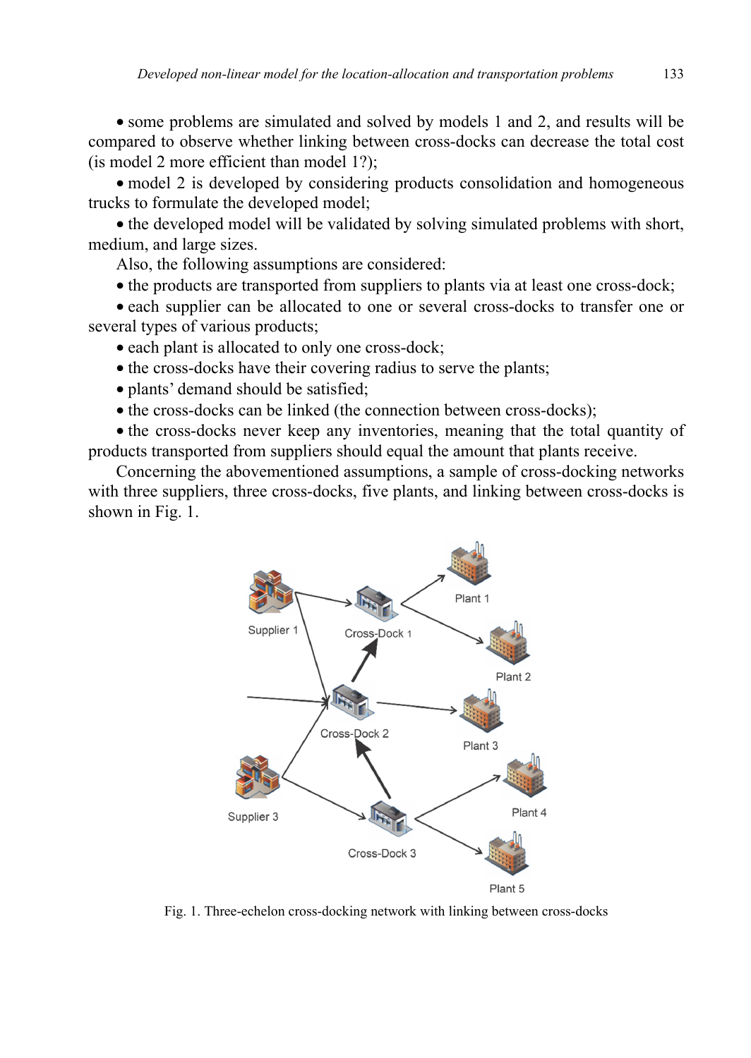- some problems are simulated and solved by models 1 and 2, and results will be compared to observe whether linking between cross-docks can decrease the total cost (is model 2 more efficient than model 1?);
- model 2 is developed by considering products consolidation and homogeneous trucks to formulate the developed model;
- the developed model will be validated by solving simulated problems with short, medium, and large sizes.

Also, the following assumptions are considered:

- the products are transported from suppliers to plants via at least one cross-dock;
- each supplier can be allocated to one or several cross-docks to transfer one or several types of various products;
- each plant is allocated to only one cross-dock;
- the cross-docks have their covering radius to serve the plants;
- plants' demand should be satisfied;
- the cross-docks can be linked (the connection between cross-docks);
- the cross-docks never keep any inventories, meaning that the total quantity of products transported from suppliers should equal the amount that plants receive.

Concerning the abovementioned assumptions, a sample of cross-docking networks with three suppliers, three cross-docks, five plants, and linking between cross-docks is shown in Fig. 1.

Fig. 1. Three-echelon cross-docking network with linking between cross-docks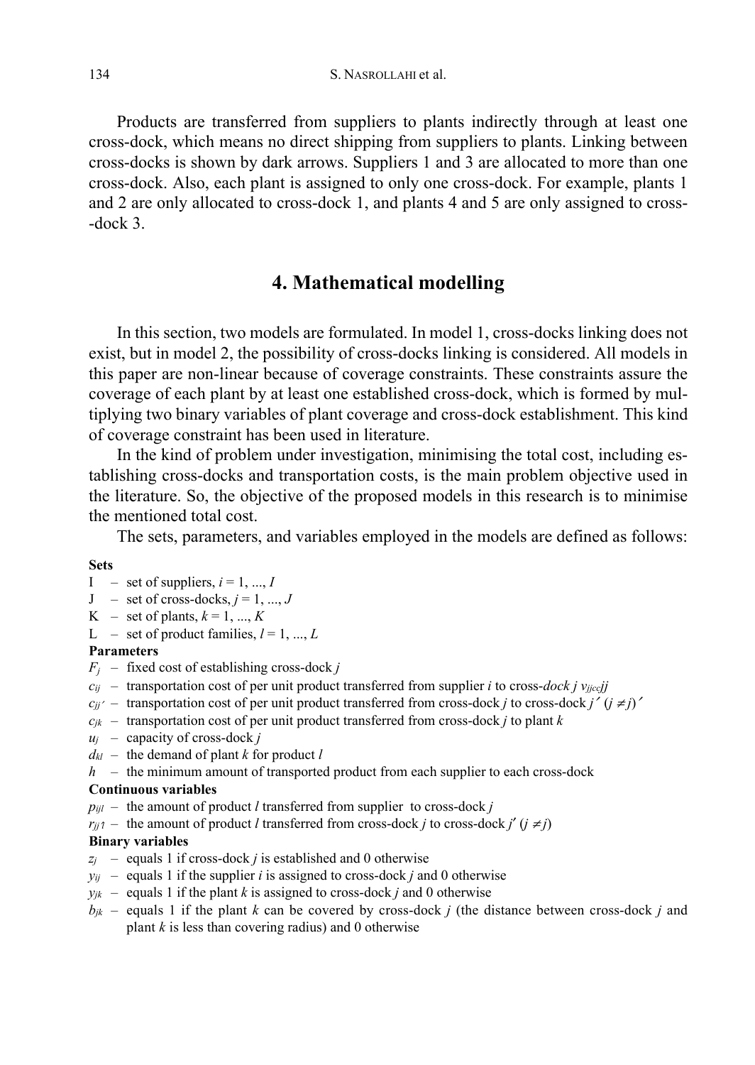Products are transferred from suppliers to plants indirectly through at least one cross-dock, which means no direct shipping from suppliers to plants. Linking between cross-docks is shown by dark arrows. Suppliers 1 and 3 are allocated to more than one cross-dock. Also, each plant is assigned to only one cross-dock. For example, plants 1 and 2 are only allocated to cross-dock 1, and plants 4 and 5 are only assigned to cross--dock 3.

## 4. Mathematical modelling

In this section, two models are formulated. In model 1, cross-docks linking does not exist, but in model 2, the possibility of cross-docks linking is considered. All models in this paper are non-linear because of coverage constraints. These constraints assure the coverage of each plant by at least one established cross-dock, which is formed by multiplying two binary variables of plant coverage and cross-dock establishment. This kind of coverage constraint has been used in literature.

In the kind of problem under investigation, minimising the total cost, including establishing cross-docks and transportation costs, is the main problem objective used in the literature. So, the objective of the proposed models in this research is to minimise the mentioned total cost.

The sets, parameters, and variables employed in the models are defined as follows:

**Sets**

- I – set of suppliers, $i = 1, ..., I$
- J – set of cross-docks, $j = 1, ..., J$
- K – set of plants, $k = 1, ..., K$
- L – set of product families, $l = 1, ..., L$

**Parameters**

- $F_j$ – fixed cost of establishing cross-dock $j$
- $c_{ij}$ – transportation cost of per unit product transferred from supplier $i$ to cross-*dock j* $v_{ijcc}jj$
- $c_{jj'}$ – transportation cost of per unit product transferred from cross-dock $j'$ to cross-dock $j'$ $(j \neq j)'$
- $c_{jk}$ – transportation cost of per unit product transferred from cross-dock $j$ to plant $k$
- $u_j$ – capacity of cross-dock $j$
- $d_{kl}$ – the demand of plant $k$ for product $l$
- $h$ – the minimum amount of transported product from each supplier to each cross-dock

**Continuous variables**

- $p_{ijl}$ – the amount of product $l$ transferred from supplier to cross-dock $j$
- $r_{jj'l}$ – the amount of product $l$ transferred from cross-dock $j$ to cross-dock $j'$ $(j \neq j)$

**Binary variables**

- $z_j$ – equals 1 if cross-dock $j$ is established and 0 otherwise
- $y_{ij}$ – equals 1 if the supplier $i$ is assigned to cross-dock $j$ and 0 otherwise
- $y_{jk}$ – equals 1 if the plant $k$ is assigned to cross-dock $j$ and 0 otherwise
- $b_{jk}$ – equals 1 if the plant $k$ can be covered by cross-dock $j$ (the distance between cross-dock $j$ and plant $k$ is less than covering radius) and 0 otherwise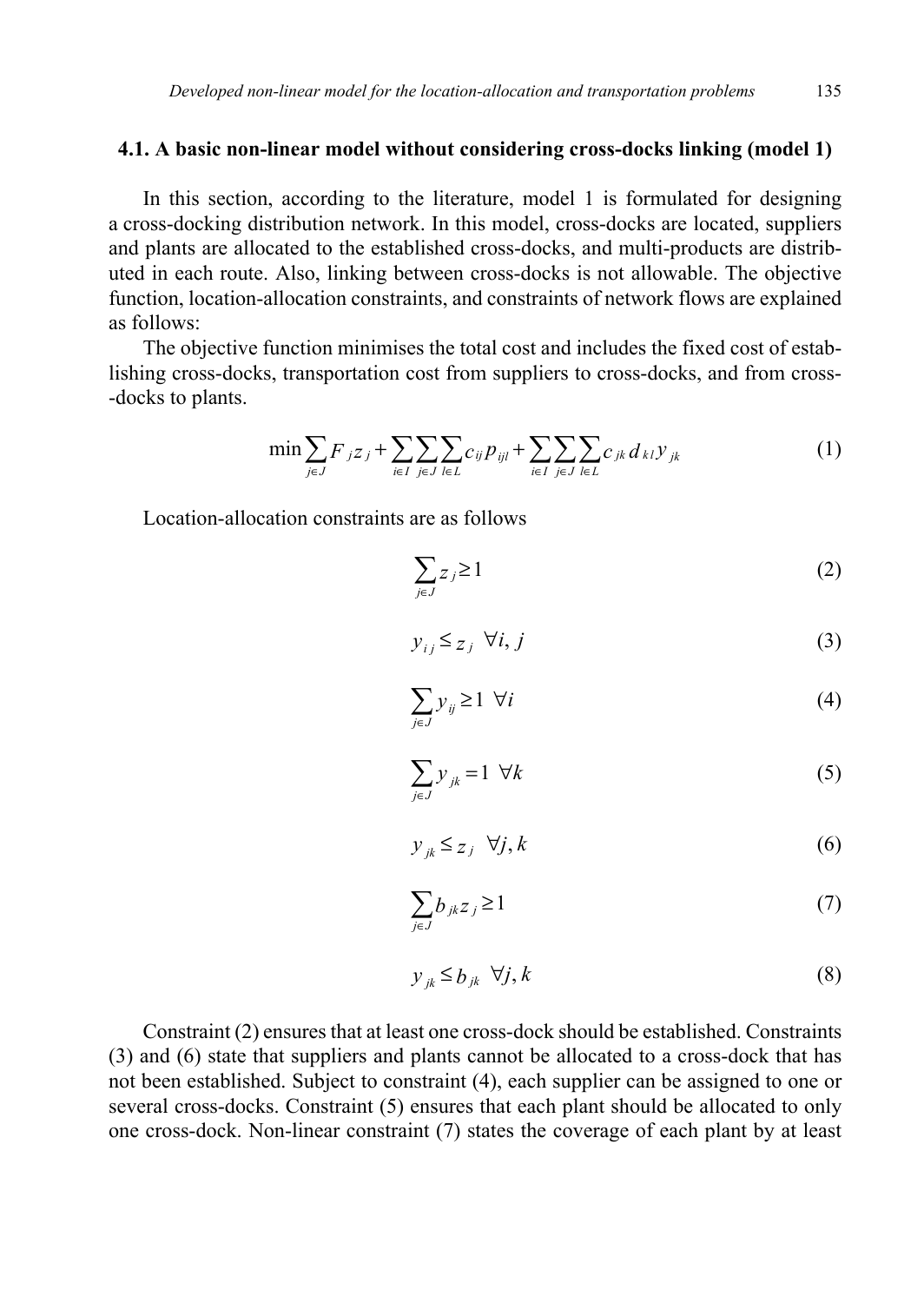### 4.1. A basic non-linear model without considering cross-docks linking (model 1)

In this section, according to the literature, model 1 is formulated for designing a cross-docking distribution network. In this model, cross-docks are located, suppliers and plants are allocated to the established cross-docks, and multi-products are distributed in each route. Also, linking between cross-docks is not allowable. The objective function, location-allocation constraints, and constraints of network flows are explained as follows:

The objective function minimises the total cost and includes the fixed cost of establishing cross-docks, transportation cost from suppliers to cross-docks, and from cross--docks to plants.

$$\min \sum_{j \in J} F_j z_j + \sum_{i \in I} \sum_{j \in J} \sum_{l \in L} c_{ij} p_{ijl} + \sum_{i \in I} \sum_{j \in J} \sum_{l \in L} c_{jk} d_{kl} y_{jk} \tag{1}$$

Location-allocation constraints are as follows

$$\sum_{j \in J} z_j \geq 1 \tag{2}$$

$$y_{ij} \leq z_j \quad \forall i, j \tag{3}$$

$$\sum_{j \in J} y_{ij} \geq 1 \quad \forall i \tag{4}$$

$$\sum_{j \in J} y_{jk} = 1 \quad \forall k \tag{5}$$

$$y_{jk} \leq z_j \quad \forall j, k \tag{6}$$

$$\sum_{j \in J} b_{jk} z_j \geq 1 \tag{7}$$

$$y_{jk} \leq b_{jk} \quad \forall j, k \tag{8}$$

Constraint (2) ensures that at least one cross-dock should be established. Constraints (3) and (6) state that suppliers and plants cannot be allocated to a cross-dock that has not been established. Subject to constraint (4), each supplier can be assigned to one or several cross-docks. Constraint (5) ensures that each plant should be allocated to only one cross-dock. Non-linear constraint (7) states the coverage of each plant by at least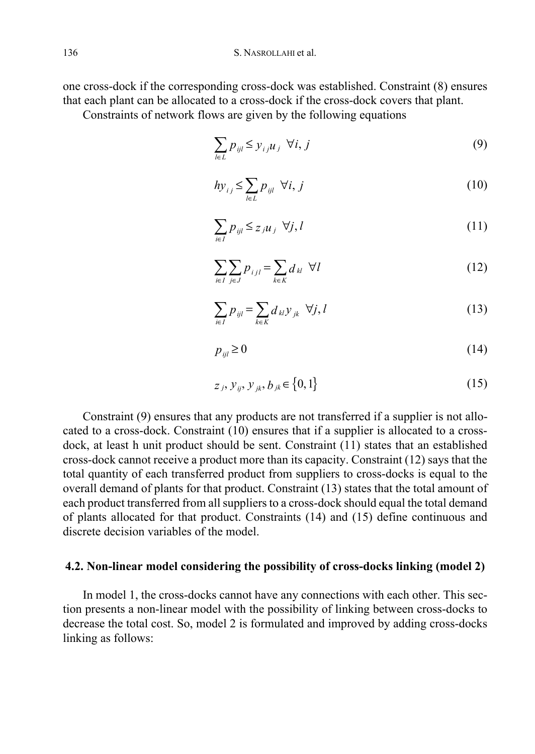one cross-dock if the corresponding cross-dock was established. Constraint (8) ensures that each plant can be allocated to a cross-dock if the cross-dock covers that plant.

Constraints of network flows are given by the following equations

$$\sum_{l \in L} p_{ijl} \leq y_{ij} u_j \quad \forall i, j \tag{9}$$

$$h y_{ij} \leq \sum_{l \in L} p_{ijl} \quad \forall i, j \tag{10}$$

$$\sum_{i \in I} p_{ijl} \leq z_j u_j \quad \forall j, l \tag{11}$$

$$\sum_{i \in I} \sum_{j \in J} p_{ijl} = \sum_{k \in K} d_{kl} \quad \forall l \tag{12}$$

$$\sum_{i \in I} p_{ijl} = \sum_{k \in K} d_{kl} y_{jk} \quad \forall j, l \tag{13}$$

$$p_{ijl} \geq 0 \tag{14}$$

$$z_j, y_{ij}, y_{jk}, b_{jk} \in \{0, 1\} \tag{15}$$

Constraint (9) ensures that any products are not transferred if a supplier is not allocated to a cross-dock. Constraint (10) ensures that if a supplier is allocated to a cross-dock, at least h unit product should be sent. Constraint (11) states that an established cross-dock cannot receive a product more than its capacity. Constraint (12) says that the total quantity of each transferred product from suppliers to cross-docks is equal to the overall demand of plants for that product. Constraint (13) states that the total amount of each product transferred from all suppliers to a cross-dock should equal the total demand of plants allocated for that product. Constraints (14) and (15) define continuous and discrete decision variables of the model.

### 4.2. Non-linear model considering the possibility of cross-docks linking (model 2)

In model 1, the cross-docks cannot have any connections with each other. This section presents a non-linear model with the possibility of linking between cross-docks to decrease the total cost. So, model 2 is formulated and improved by adding cross-docks linking as follows: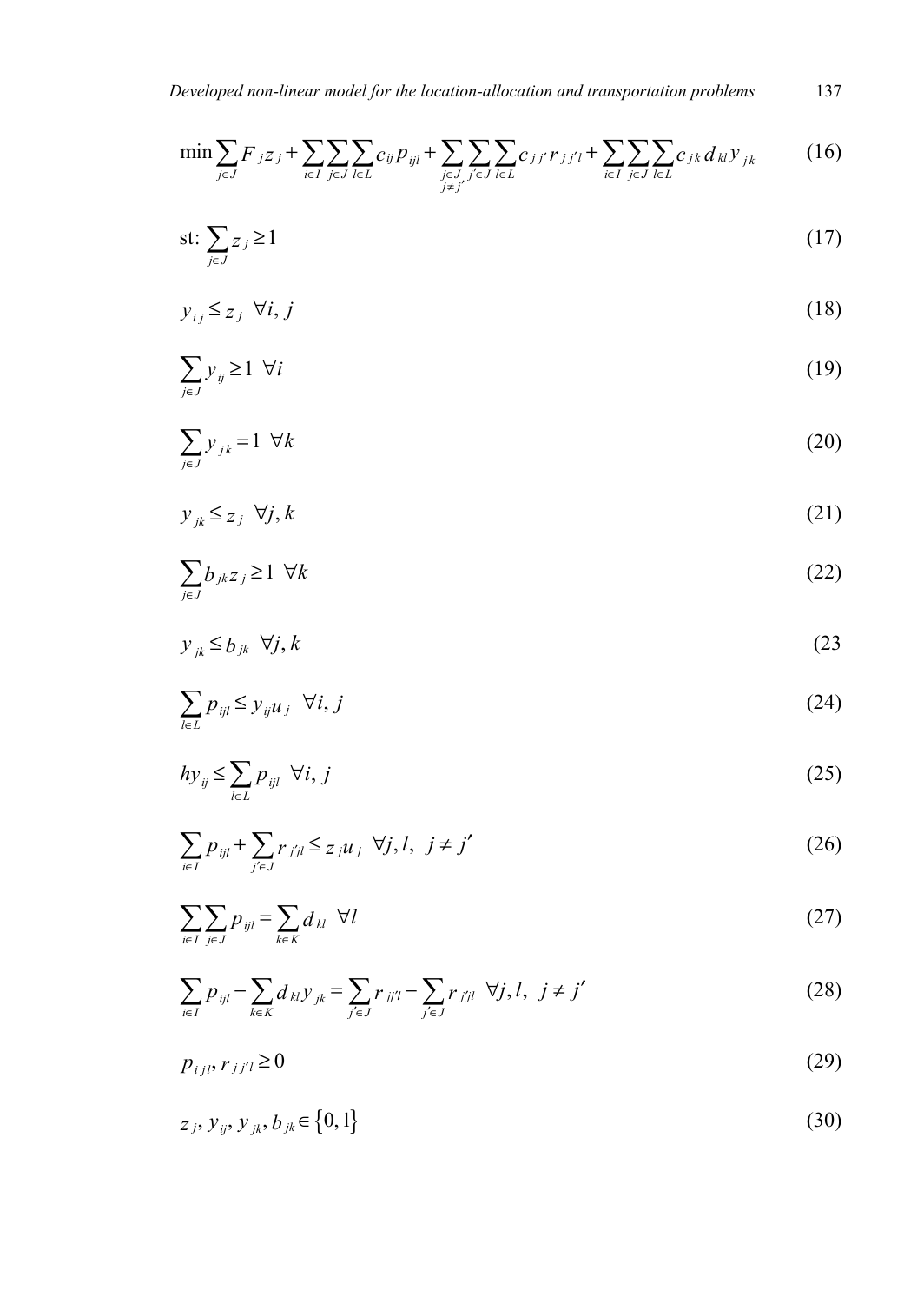$$\min \sum_{j \in J} F_j z_j + \sum_{i \in I} \sum_{j \in J} \sum_{l \in L} c_{ij} p_{ijl} + \sum_{\substack{j \in J \\ j \neq j'}} \sum_{j' \in J} \sum_{l \in L} c_{jj'} r_{jj'l} + \sum_{i \in I} \sum_{j \in J} \sum_{l \in L} c_{jk} d_{kl} y_{jk} \tag{16}$$

$$\text{st:} \sum_{j \in J} z_j \geq 1 \tag{17}$$

$$y_{ij} \leq z_j \quad \forall i, j \tag{18}$$

$$\sum_{j \in J} y_{ij} \geq 1 \quad \forall i \tag{19}$$

$$\sum_{j \in J} y_{jk} = 1 \quad \forall k \tag{20}$$

$$y_{jk} \leq z_j \quad \forall j, k \tag{21}$$

$$\sum_{j \in J} b_{jk} z_j \geq 1 \quad \forall k \tag{22}$$

$$y_{jk} \leq b_{jk} \quad \forall j, k \tag{23}$$

$$\sum_{l \in L} p_{ijl} \leq y_{ij} u_j \quad \forall i, j \tag{24}$$

$$h y_{ij} \leq \sum_{l \in L} p_{ijl} \quad \forall i, j \tag{25}$$

$$\sum_{i \in I} p_{ijl} + \sum_{j' \in J} r_{j'jl} \leq z_j u_j \quad \forall j, l, \; j \neq j' \tag{26}$$

$$\sum_{i \in I} \sum_{j \in J} p_{ijl} = \sum_{k \in K} d_{kl} \quad \forall l \tag{27}$$

$$\sum_{i \in I} p_{ijl} - \sum_{k \in K} d_{kl} y_{jk} = \sum_{j' \in J} r_{jj'l} - \sum_{j' \in J} r_{j'jl} \quad \forall j, l, \; j \neq j' \tag{28}$$

$$p_{ijl}, r_{jj'l} \geq 0 \tag{29}$$

$$z_j, y_{ij}, y_{jk}, b_{jk} \in \{0, 1\} \tag{30}$$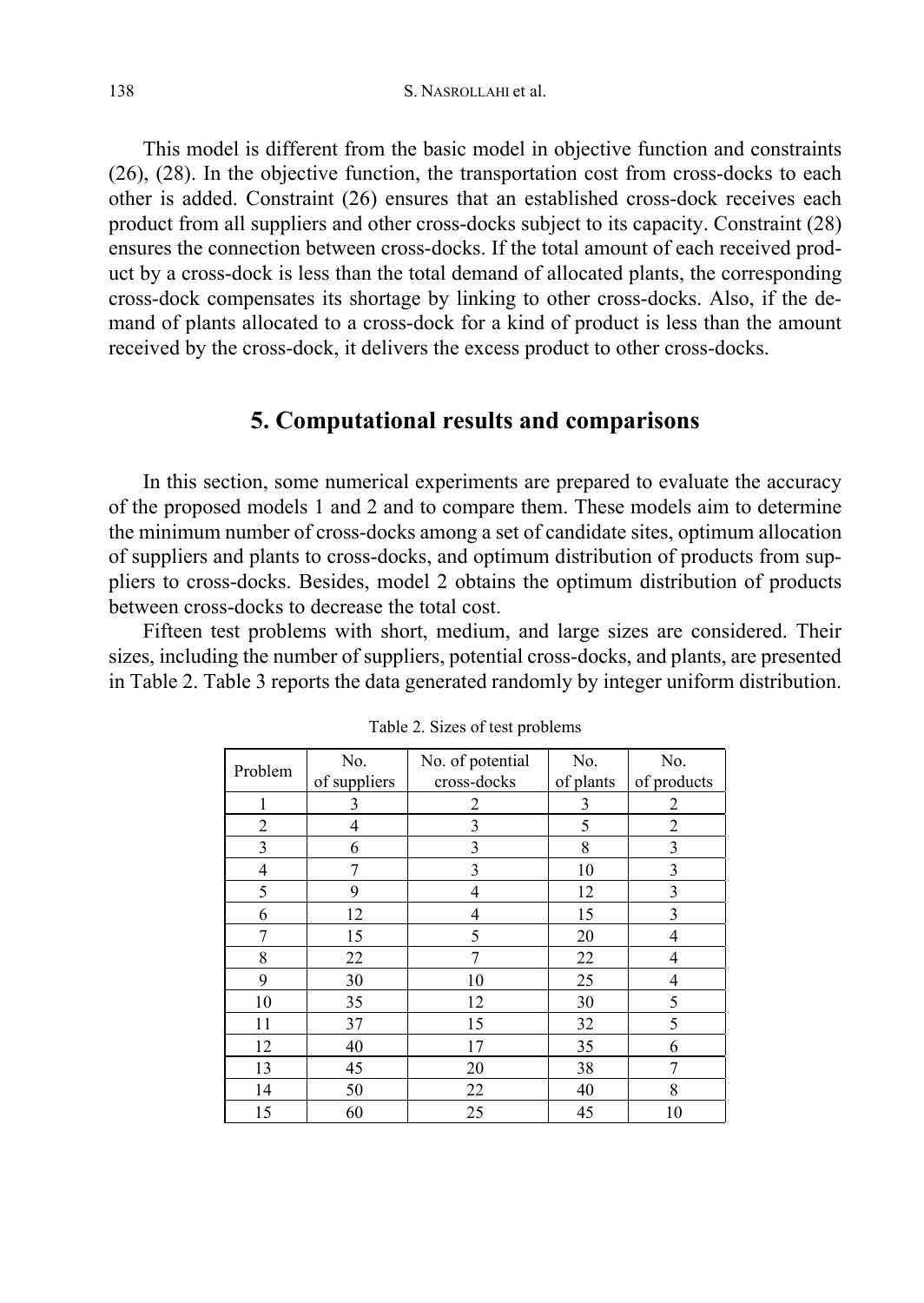This model is different from the basic model in objective function and constraints (26), (28). In the objective function, the transportation cost from cross-docks to each other is added. Constraint (26) ensures that an established cross-dock receives each product from all suppliers and other cross-docks subject to its capacity. Constraint (28) ensures the connection between cross-docks. If the total amount of each received product by a cross-dock is less than the total demand of allocated plants, the corresponding cross-dock compensates its shortage by linking to other cross-docks. Also, if the demand of plants allocated to a cross-dock for a kind of product is less than the amount received by the cross-dock, it delivers the excess product to other cross-docks.

## 5. Computational results and comparisons

In this section, some numerical experiments are prepared to evaluate the accuracy of the proposed models 1 and 2 and to compare them. These models aim to determine the minimum number of cross-docks among a set of candidate sites, optimum allocation of suppliers and plants to cross-docks, and optimum distribution of products from suppliers to cross-docks. Besides, model 2 obtains the optimum distribution of products between cross-docks to decrease the total cost.

Fifteen test problems with short, medium, and large sizes are considered. Their sizes, including the number of suppliers, potential cross-docks, and plants, are presented in Table 2. Table 3 reports the data generated randomly by integer uniform distribution.

Table 2. Sizes of test problems

| Problem | No. of suppliers | No. of potential cross-docks | No. of plants | No. of products |
|---|---|---|---|---|
| 1 | 3 | 2 | 3 | 2 |
| 2 | 4 | 3 | 5 | 2 |
| 3 | 6 | 3 | 8 | 3 |
| 4 | 7 | 3 | 10 | 3 |
| 5 | 9 | 4 | 12 | 3 |
| 6 | 12 | 4 | 15 | 3 |
| 7 | 15 | 5 | 20 | 4 |
| 8 | 22 | 7 | 22 | 4 |
| 9 | 30 | 10 | 25 | 4 |
| 10 | 35 | 12 | 30 | 5 |
| 11 | 37 | 15 | 32 | 5 |
| 12 | 40 | 17 | 35 | 6 |
| 13 | 45 | 20 | 38 | 7 |
| 14 | 50 | 22 | 40 | 8 |
| 15 | 60 | 25 | 45 | 10 |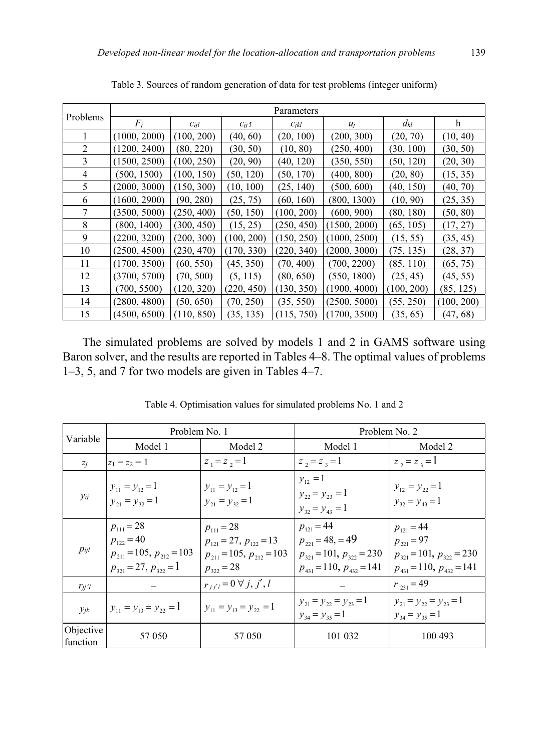Table 3. Sources of random generation of data for test problems (integer uniform)

| Problems | Parameters | | | | | | |
|---|---|---|---|---|---|---|---|
| | $F_j$ | $c_{ijl}$ | $c_{jj'l}$ | $c_{jkl}$ | $u_j$ | $d_{kl}$ | h |
| 1 | (1000, 2000) | (100, 200) | (40, 60) | (20, 100) | (200, 300) | (20, 70) | (10, 40) |
| 2 | (1200, 2400) | (80, 220) | (30, 50) | (10, 80) | (250, 400) | (30, 100) | (30, 50) |
| 3 | (1500, 2500) | (100, 250) | (20, 90) | (40, 120) | (350, 550) | (50, 120) | (20, 30) |
| 4 | (500, 1500) | (100, 150) | (50, 120) | (50, 170) | (400, 800) | (20, 80) | (15, 35) |
| 5 | (2000, 3000) | (150, 300) | (10, 100) | (25, 140) | (500, 600) | (40, 150) | (40, 70) |
| 6 | (1600, 2900) | (90, 280) | (25, 75) | (60, 160) | (800, 1300) | (10, 90) | (25, 35) |
| 7 | (3500, 5000) | (250, 400) | (50, 150) | (100, 200) | (600, 900) | (80, 180) | (50, 80) |
| 8 | (800, 1400) | (300, 450) | (15, 25) | (250, 450) | (1500, 2000) | (65, 105) | (17, 27) |
| 9 | (2200, 3200) | (200, 300) | (100, 200) | (150, 250) | (1000, 2500) | (15, 55) | (35, 45) |
| 10 | (2500, 4500) | (230, 470) | (170, 330) | (220, 340) | (2000, 3000) | (75, 135) | (28, 37) |
| 11 | (1700, 3500) | (60, 550) | (45, 350) | (70, 400) | (700, 2200) | (85, 110) | (65, 75) |
| 12 | (3700, 5700) | (70, 500) | (5, 115) | (80, 650) | (550, 1800) | (25, 45) | (45, 55) |
| 13 | (700, 5500) | (120, 320) | (220, 450) | (130, 350) | (1900, 4000) | (100, 200) | (85, 125) |
| 14 | (2800, 4800) | (50, 650) | (70, 250) | (35, 550) | (2500, 5000) | (55, 250) | (100, 200) |
| 15 | (4500, 6500) | (110, 850) | (35, 135) | (115, 750) | (1700, 3500) | (35, 65) | (47, 68) |

The simulated problems are solved by models 1 and 2 in GAMS software using Baron solver, and the results are reported in Tables 4–8. The optimal values of problems 1–3, 5, and 7 for two models are given in Tables 4–7.

Table 4. Optimisation values for simulated problems No. 1 and 2

| Variable | Problem No. 1 | | Problem No. 2 | |
|---|---|---|---|---|
| | Model 1 | Model 2 | Model 1 | Model 2 |
| $z_j$ | $z_1 = z_2 = 1$ | $z_1 = z_2 = 1$ | $z_2 = z_3 = 1$ | $z_2 = z_3 = 1$ |
| $y_{ij}$ | $y_{11} = y_{12} = 1$ <br> $y_{21} = y_{32} = 1$ | $y_{11} = y_{12} = 1$ <br> $y_{21} = y_{32} = 1$ | $y_{12} = 1$ <br> $y_{22} = y_{23} = 1$ <br> $y_{32} = y_{43} = 1$ | $y_{12} = y_{22} = 1$ <br> $y_{32} = y_{43} = 1$ |
| $p_{ijl}$ | $p_{111} = 28$ <br> $p_{122} = 40$ <br> $p_{211} = 105$, $p_{212} = 103$ <br> $p_{321} = 27$, $p_{322} = 1$ | $p_{111} = 28$ <br> $p_{121} = 27$, $p_{122} = 13$ <br> $p_{211} = 105$, $p_{212} = 103$ <br> $p_{322} = 28$ | $p_{121} = 44$ <br> $p_{221} = 48, = 49$ <br> $p_{321} = 101$, $p_{322} = 230$ <br> $p_{431} = 110$, $p_{432} = 141$ | $p_{121} = 44$ <br> $p_{221} = 97$ <br> $p_{321} = 101$, $p_{322} = 230$ <br> $p_{431} = 110$, $p_{432} = 141$ |
| $r_{jj'l}$ | – | $r_{jj'l} = 0 \; \forall \; j, j', l$ | – | $r_{231} = 49$ |
| $y_{jk}$ | $y_{11} = y_{13} = y_{22} = 1$ | $y_{11} = y_{13} = y_{22} = 1$ | $y_{21} = y_{22} = y_{23} = 1$ <br> $y_{34} = y_{35} = 1$ | $y_{21} = y_{22} = y_{23} = 1$ <br> $y_{34} = y_{35} = 1$ |
| Objective function | 57 050 | 57 050 | 101 032 | 100 493 |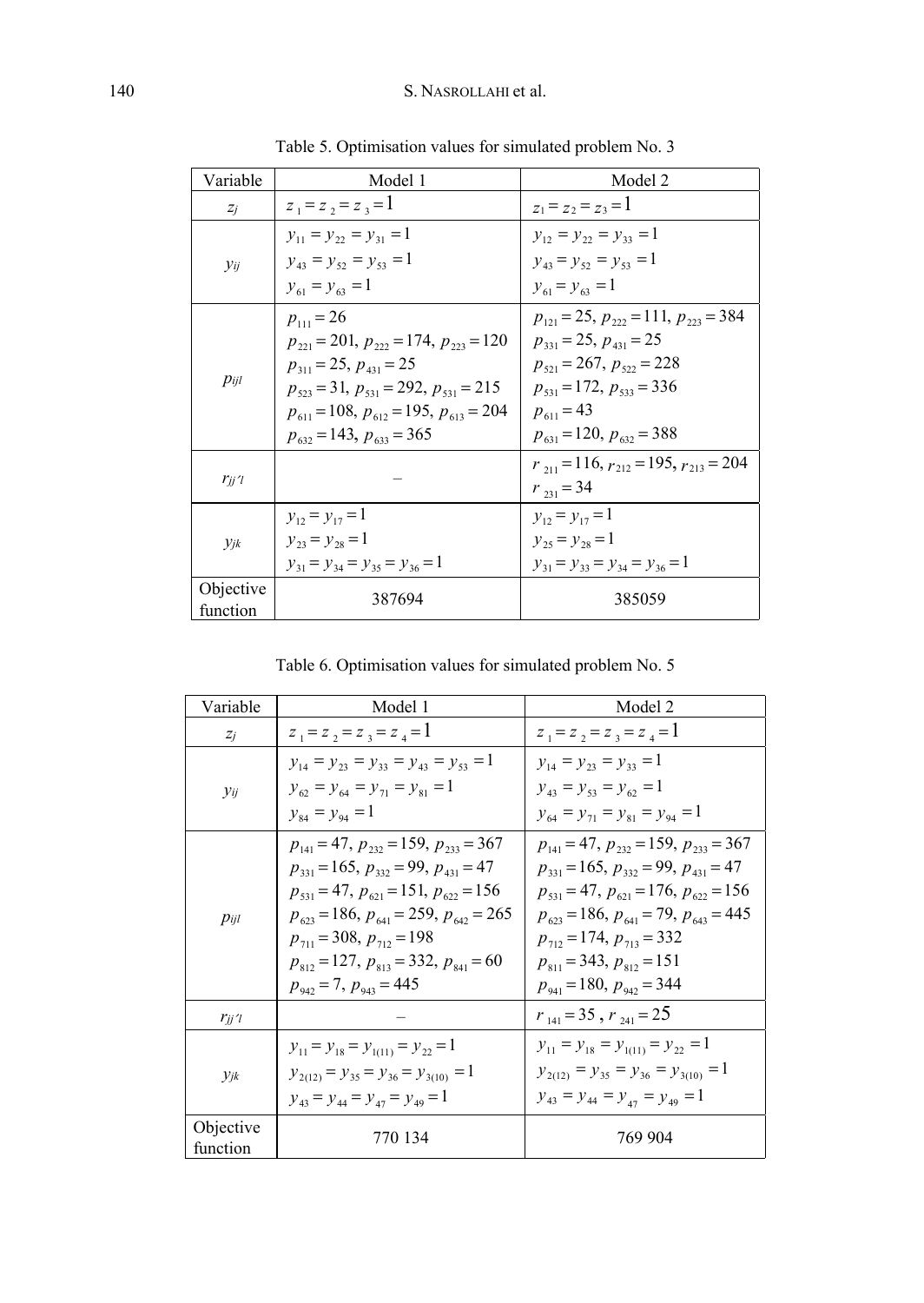Table 5. Optimisation values for simulated problem No. 3

| Variable | Model 1 | Model 2 |
|---|---|---|
| $z_j$ | $z_1 = z_2 = z_3 = 1$ | $z_1 = z_2 = z_3 = 1$ |
| $y_{ij}$ | $y_{11} = y_{22} = y_{31} = 1$ <br> $y_{43} = y_{52} = y_{53} = 1$ <br> $y_{61} = y_{63} = 1$ | $y_{12} = y_{22} = y_{33} = 1$ <br> $y_{43} = y_{52} = y_{53} = 1$ <br> $y_{61} = y_{63} = 1$ |
| $p_{ijl}$ | $p_{111} = 26$ <br> $p_{221} = 201,\ p_{222} = 174,\ p_{223} = 120$ <br> $p_{311} = 25,\ p_{431} = 25$ <br> $p_{523} = 31,\ p_{531} = 292,\ p_{531} = 215$ <br> $p_{611} = 108,\ p_{612} = 195,\ p_{613} = 204$ <br> $p_{632} = 143,\ p_{633} = 365$ | $p_{121} = 25,\ p_{222} = 111,\ p_{223} = 384$ <br> $p_{331} = 25,\ p_{431} = 25$ <br> $p_{521} = 267,\ p_{522} = 228$ <br> $p_{531} = 172,\ p_{533} = 336$ <br> $p_{611} = 43$ <br> $p_{631} = 120,\ p_{632} = 388$ |
| $r_{jj'l}$ | – | $r_{211} = 116,\ r_{212} = 195,\ r_{213} = 204$ <br> $r_{231} = 34$ |
| $y_{jk}$ | $y_{12} = y_{17} = 1$ <br> $y_{23} = y_{28} = 1$ <br> $y_{31} = y_{34} = y_{35} = y_{36} = 1$ | $y_{12} = y_{17} = 1$ <br> $y_{25} = y_{28} = 1$ <br> $y_{31} = y_{33} = y_{34} = y_{36} = 1$ |
| Objective function | 387694 | 385059 |

Table 6. Optimisation values for simulated problem No. 5

| Variable | Model 1 | Model 2 |
|---|---|---|
| $z_j$ | $z_1 = z_2 = z_3 = z_4 = 1$ | $z_1 = z_2 = z_3 = z_4 = 1$ |
| $y_{ij}$ | $y_{14} = y_{23} = y_{33} = y_{43} = y_{53} = 1$ <br> $y_{62} = y_{64} = y_{71} = y_{81} = 1$ <br> $y_{84} = y_{94} = 1$ | $y_{14} = y_{23} = y_{33} = 1$ <br> $y_{43} = y_{53} = y_{62} = 1$ <br> $y_{64} = y_{71} = y_{81} = y_{94} = 1$ |
| $p_{ijl}$ | $p_{141} = 47,\ p_{232} = 159,\ p_{233} = 367$ <br> $p_{331} = 165,\ p_{332} = 99,\ p_{431} = 47$ <br> $p_{531} = 47,\ p_{621} = 151,\ p_{622} = 156$ <br> $p_{623} = 186,\ p_{641} = 259,\ p_{642} = 265$ <br> $p_{711} = 308,\ p_{712} = 198$ <br> $p_{812} = 127,\ p_{813} = 332,\ p_{841} = 60$ <br> $p_{942} = 7,\ p_{943} = 445$ | $p_{141} = 47,\ p_{232} = 159,\ p_{233} = 367$ <br> $p_{331} = 165,\ p_{332} = 99,\ p_{431} = 47$ <br> $p_{531} = 47,\ p_{621} = 176,\ p_{622} = 156$ <br> $p_{623} = 186,\ p_{641} = 79,\ p_{643} = 445$ <br> $p_{712} = 174,\ p_{713} = 332$ <br> $p_{811} = 343,\ p_{812} = 151$ <br> $p_{941} = 180,\ p_{942} = 344$ |
| $r_{jj'l}$ | – | $r_{141} = 35,\ r_{241} = 25$ |
| $y_{jk}$ | $y_{11} = y_{18} = y_{1(11)} = y_{22} = 1$ <br> $y_{2(12)} = y_{35} = y_{36} = y_{3(10)} = 1$ <br> $y_{43} = y_{44} = y_{47} = y_{49} = 1$ | $y_{11} = y_{18} = y_{1(11)} = y_{22} = 1$ <br> $y_{2(12)} = y_{35} = y_{36} = y_{3(10)} = 1$ <br> $y_{43} = y_{44} = y_{47} = y_{49} = 1$ |
| Objective function | 770 134 | 769 904 |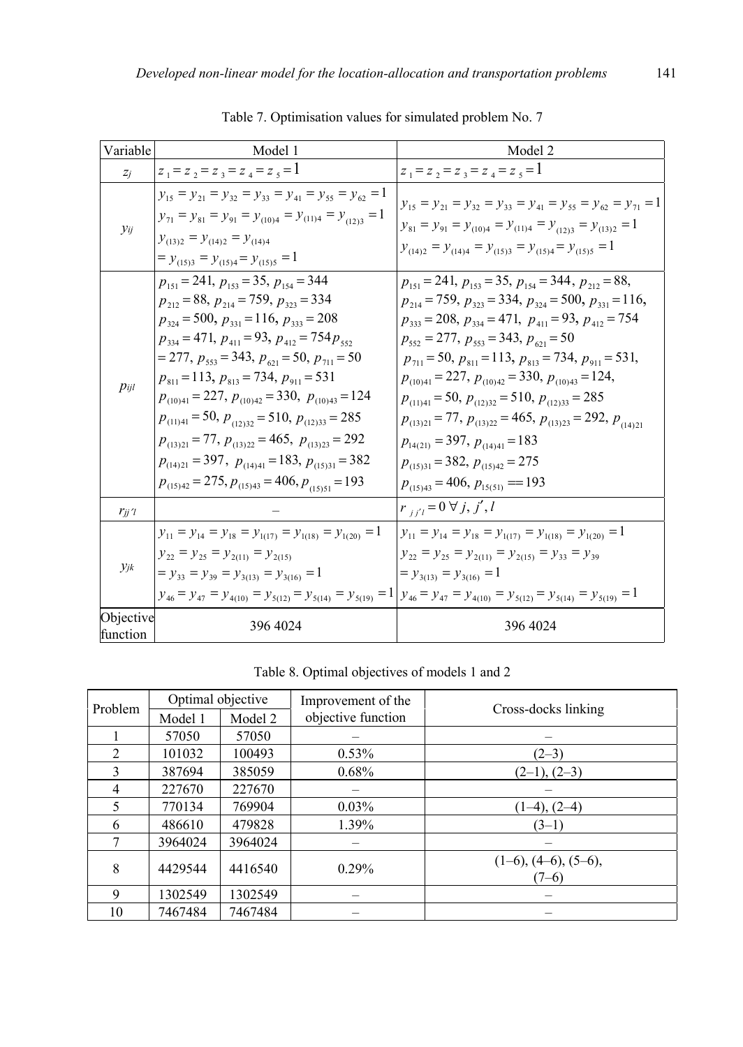Table 7. Optimisation values for simulated problem No. 7

| Variable | Model 1 | Model 2 |
|---|---|---|
| $z_j$ | $z_1 = z_2 = z_3 = z_4 = z_5 = 1$ | $z_1 = z_2 = z_3 = z_4 = z_5 = 1$ |
| $y_{ij}$ | $y_{15} = y_{21} = y_{32} = y_{33} = y_{41} = y_{55} = y_{62} = 1$ $y_{71} = y_{81} = y_{91} = y_{(10)4} = y_{(11)4} = y_{(12)3} = 1$ $y_{(13)2} = y_{(14)2} = y_{(14)4}$ $= y_{(15)3} = y_{(15)4} = y_{(15)5} = 1$ | $y_{15} = y_{21} = y_{32} = y_{33} = y_{41} = y_{55} = y_{62} = y_{71} = 1$ $y_{81} = y_{91} = y_{(10)4} = y_{(11)4} = y_{(12)3} = y_{(13)2} = 1$ $y_{(14)2} = y_{(14)4} = y_{(15)3} = y_{(15)4} = y_{(15)5} = 1$ |
| $p_{ijl}$ | $p_{151} = 241,\ p_{153} = 35,\ p_{154} = 344$ $p_{212} = 88,\ p_{214} = 759,\ p_{323} = 334$ $p_{324} = 500,\ p_{331} = 116,\ p_{333} = 208$ $p_{334} = 471,\ p_{411} = 93,\ p_{412} = 754 p_{552}$ $= 277,\ p_{553} = 343,\ p_{621} = 50,\ p_{711} = 50$ $p_{811} = 113,\ p_{813} = 734,\ p_{911} = 531$ $p_{(10)41} = 227,\ p_{(10)42} = 330,\ p_{(10)43} = 124$ $p_{(11)41} = 50,\ p_{(12)32} = 510,\ p_{(12)33} = 285$ $p_{(13)21} = 77,\ p_{(13)22} = 465,\ p_{(13)23} = 292$ $p_{(14)21} = 397,\ p_{(14)41} = 183,\ p_{(15)31} = 382$ $p_{(15)42} = 275,\ p_{(15)43} = 406,\ p_{(15)51} = 193$ | $p_{151} = 241,\ p_{153} = 35,\ p_{154} = 344,\ p_{212} = 88,$ $p_{214} = 759,\ p_{323} = 334,\ p_{324} = 500,\ p_{331} = 116,$ $p_{333} = 208,\ p_{334} = 471,\ p_{411} = 93,\ p_{412} = 754$ $p_{552} = 277,\ p_{553} = 343,\ p_{621} = 50$ $p_{711} = 50,\ p_{811} = 113,\ p_{813} = 734,\ p_{911} = 531,$ $p_{(10)41} = 227,\ p_{(10)42} = 330,\ p_{(10)43} = 124,$ $p_{(11)41} = 50,\ p_{(12)32} = 510,\ p_{(12)33} = 285$ $p_{(13)21} = 77,\ p_{(13)22} = 465,\ p_{(13)23} = 292,\ p_{(14)21}$ $p_{14(21)} = 397,\ p_{(14)41} = 183$ $p_{(15)31} = 382,\ p_{(15)42} = 275$ $p_{(15)43} = 406,\ p_{15(51)} == 193$ |
| $r_{jj'l}$ | – | $r_{jj'l} = 0\ \forall\ j,\ j',\ l$ |
| $y_{jk}$ | $y_{11} = y_{14} = y_{18} = y_{1(17)} = y_{1(18)} = y_{1(20)} = 1$ $y_{22} = y_{25} = y_{2(11)} = y_{2(15)}$ $= y_{33} = y_{39} = y_{3(13)} = y_{3(16)} = 1$ $y_{46} = y_{47} = y_{4(10)} = y_{5(12)} = y_{5(14)} = y_{5(19)} = 1$ | $y_{11} = y_{14} = y_{18} = y_{1(17)} = y_{1(18)} = y_{1(20)} = 1$ $y_{22} = y_{25} = y_{2(11)} = y_{2(15)} = y_{33} = y_{39}$ $= y_{3(13)} = y_{3(16)} = 1$ $y_{46} = y_{47} = y_{4(10)} = y_{5(12)} = y_{5(14)} = y_{5(19)} = 1$ |
| Objective function | 396 4024 | 396 4024 |

Table 8. Optimal objectives of models 1 and 2

| Problem | Optimal objective | | Improvement of the objective function | Cross-docks linking |
|---|---|---|---|---|
| | Model 1 | Model 2 | | |
| 1 | 57050 | 57050 | – | – |
| 2 | 101032 | 100493 | 0.53% | (2–3) |
| 3 | 387694 | 385059 | 0.68% | (2–1), (2–3) |
| 4 | 227670 | 227670 | – | – |
| 5 | 770134 | 769904 | 0.03% | (1–4), (2–4) |
| 6 | 486610 | 479828 | 1.39% | (3–1) |
| 7 | 3964024 | 3964024 | – | – |
| 8 | 4429544 | 4416540 | 0.29% | (1–6), (4–6), (5–6), (7–6) |
| 9 | 1302549 | 1302549 | – | – |
| 10 | 7467484 | 7467484 | – | – |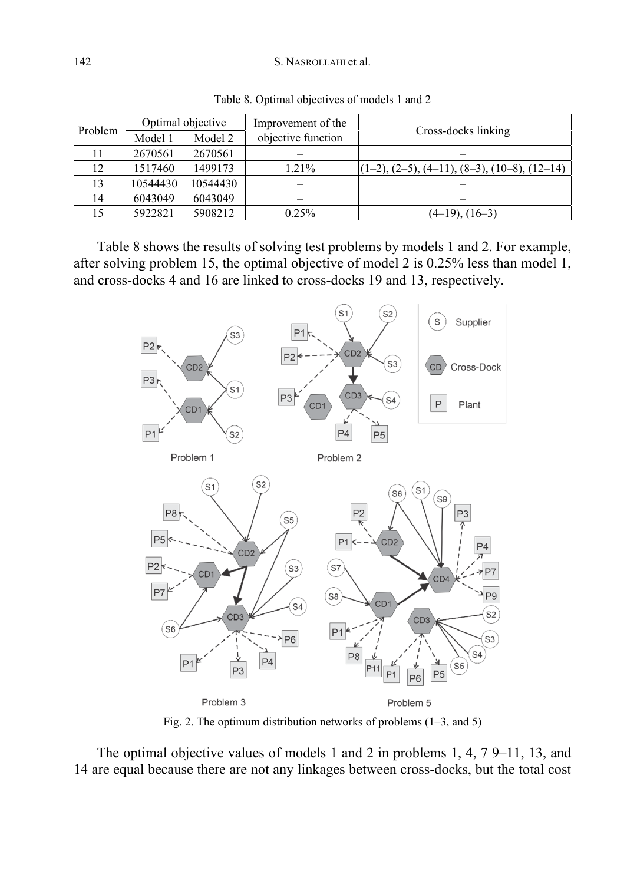Table 8. Optimal objectives of models 1 and 2

| Problem | Optimal objective | | Improvement of the objective function | Cross-docks linking |
|---|---|---|---|---|
| | Model 1 | Model 2 | | |
| 11 | 2670561 | 2670561 | – | – |
| 12 | 1517460 | 1499173 | 1.21% | (1–2), (2–5), (4–11), (8–3), (10–8), (12–14) |
| 13 | 10544430 | 10544430 | – | – |
| 14 | 6043049 | 6043049 | – | – |
| 15 | 5922821 | 5908212 | 0.25% | (4–19), (16–3) |

Table 8 shows the results of solving test problems by models 1 and 2. For example, after solving problem 15, the optimal objective of model 2 is 0.25% less than model 1, and cross-docks 4 and 16 are linked to cross-docks 19 and 13, respectively.

Fig. 2. The optimum distribution networks of problems (1–3, and 5)

The optimal objective values of models 1 and 2 in problems 1, 4, 7 9–11, 13, and 14 are equal because there are not any linkages between cross-docks, but the total cost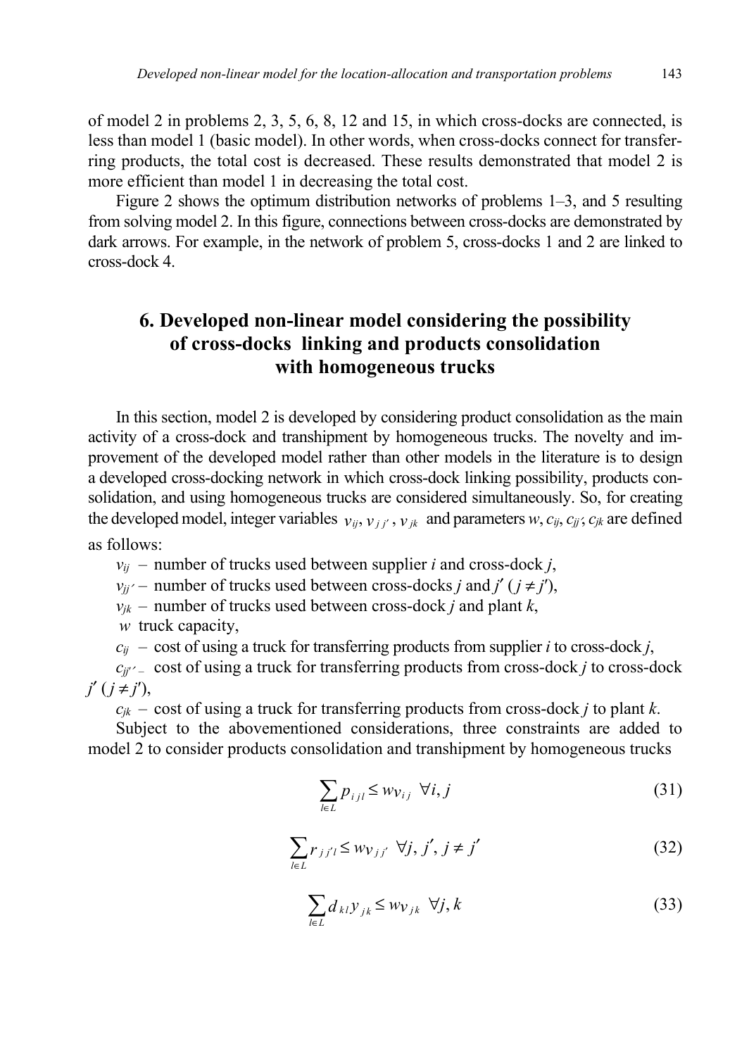of model 2 in problems 2, 3, 5, 6, 8, 12 and 15, in which cross-docks are connected, is less than model 1 (basic model). In other words, when cross-docks connect for transferring products, the total cost is decreased. These results demonstrated that model 2 is more efficient than model 1 in decreasing the total cost.

Figure 2 shows the optimum distribution networks of problems 1–3, and 5 resulting from solving model 2. In this figure, connections between cross-docks are demonstrated by dark arrows. For example, in the network of problem 5, cross-docks 1 and 2 are linked to cross-dock 4.

## 6. Developed non-linear model considering the possibility of cross-docks linking and products consolidation with homogeneous trucks

In this section, model 2 is developed by considering product consolidation as the main activity of a cross-dock and transhipment by homogeneous trucks. The novelty and improvement of the developed model rather than other models in the literature is to design a developed cross-docking network in which cross-dock linking possibility, products consolidation, and using homogeneous trucks are considered simultaneously. So, for creating the developed model, integer variables $v_{ij}, v_{jj'}, v_{jk}$ and parameters $w, c_{ij}, c_{jj'}, c_{jk}$ are defined as follows:

- $v_{ij}$ – number of trucks used between supplier $i$ and cross-dock $j$,
- $v_{jj'}$ – number of trucks used between cross-docks $j$ and $j'$ ($j \neq j'$),
- $v_{jk}$ – number of trucks used between cross-dock $j$ and plant $k$,
- $w$ truck capacity,
- $c_{ij}$ – cost of using a truck for transferring products from supplier $i$ to cross-dock $j$,
- $c_{jj'}$ – cost of using a truck for transferring products from cross-dock $j$ to cross-dock $j'$ ($j \neq j'$),
- $c_{jk}$ – cost of using a truck for transferring products from cross-dock $j$ to plant $k$.

Subject to the abovementioned considerations, three constraints are added to model 2 to consider products consolidation and transhipment by homogeneous trucks

$$\sum_{l \in L} p_{ijl} \leq w v_{ij} \quad \forall i, j \tag{31}$$

$$\sum_{l \in L} r_{jj'l} \leq w v_{jj'} \quad \forall j, j', j \neq j' \tag{32}$$

$$\sum_{l \in L} d_{kl} y_{jk} \leq w v_{jk} \quad \forall j, k \tag{33}$$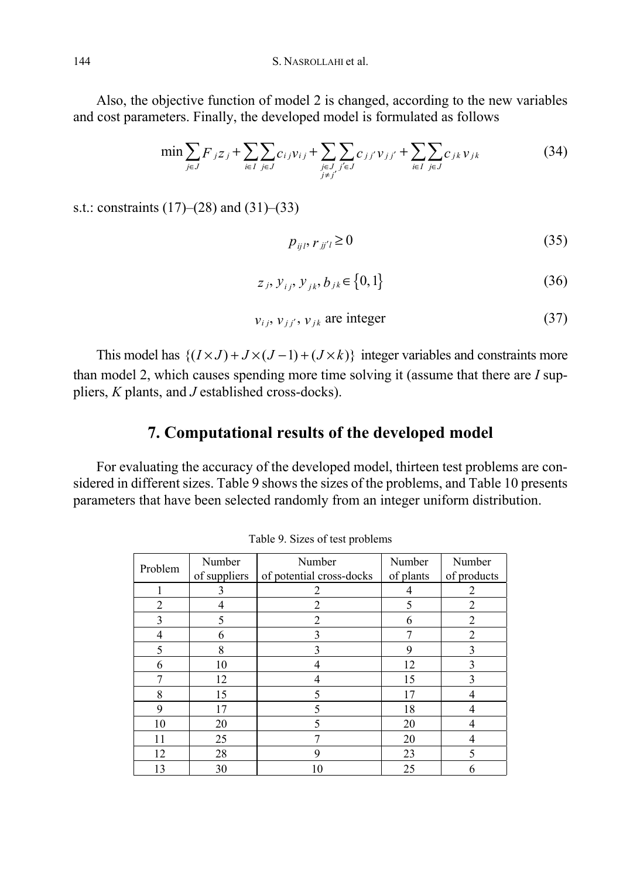Also, the objective function of model 2 is changed, according to the new variables and cost parameters. Finally, the developed model is formulated as follows

$$\min \sum_{j \in J} F_j z_j + \sum_{i \in I} \sum_{j \in J} c_{ij} v_{ij} + \sum_{\substack{j \in J \\ j \neq j'}} \sum_{j' \in J} c_{jj'} v_{jj'} + \sum_{i \in I} \sum_{j \in J} c_{jk} v_{jk} \tag{34}$$

s.t.: constraints (17)–(28) and (31)–(33)

$$p_{ijl}, r_{jj'l} \geq 0 \tag{35}$$

$$z_j, y_{ij}, y_{jk}, b_{jk} \in \{0, 1\} \tag{36}$$

$$v_{ij}, v_{jj'}, v_{jk} \text{ are integer} \tag{37}$$

This model has $\{(I \times J) + J \times (J-1) + (J \times k)\}$ integer variables and constraints more than model 2, which causes spending more time solving it (assume that there are $I$ suppliers, $K$ plants, and $J$ established cross-docks).

## 7. Computational results of the developed model

For evaluating the accuracy of the developed model, thirteen test problems are considered in different sizes. Table 9 shows the sizes of the problems, and Table 10 presents parameters that have been selected randomly from an integer uniform distribution.

Table 9. Sizes of test problems

| Problem | Number of suppliers | Number of potential cross-docks | Number of plants | Number of products |
|---|---|---|---|---|
| 1 | 3 | 2 | 4 | 2 |
| 2 | 4 | 2 | 5 | 2 |
| 3 | 5 | 2 | 6 | 2 |
| 4 | 6 | 3 | 7 | 2 |
| 5 | 8 | 3 | 9 | 3 |
| 6 | 10 | 4 | 12 | 3 |
| 7 | 12 | 4 | 15 | 3 |
| 8 | 15 | 5 | 17 | 4 |
| 9 | 17 | 5 | 18 | 4 |
| 10 | 20 | 5 | 20 | 4 |
| 11 | 25 | 7 | 20 | 4 |
| 12 | 28 | 9 | 23 | 5 |
| 13 | 30 | 10 | 25 | 6 |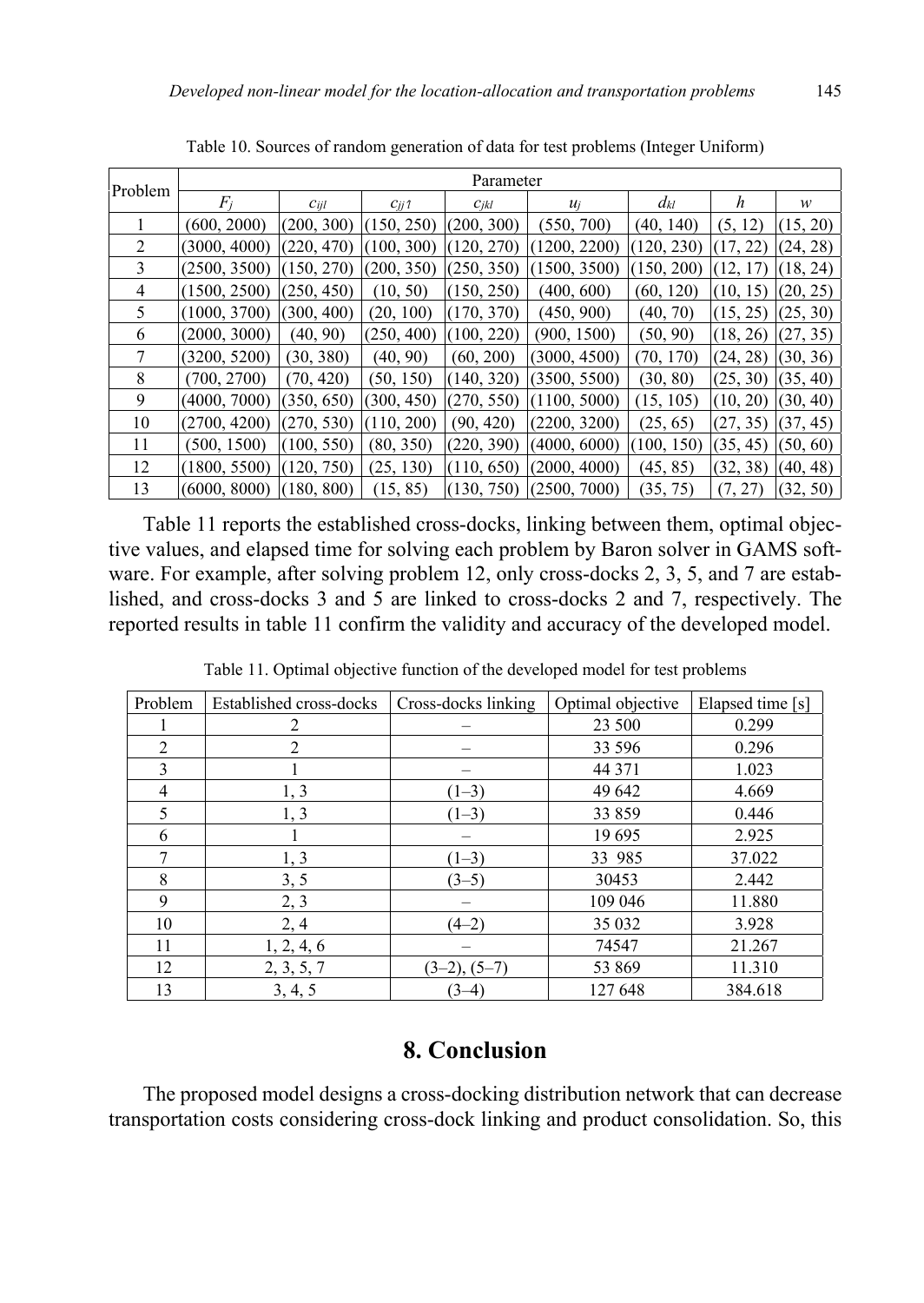Table 10. Sources of random generation of data for test problems (Integer Uniform)

| Problem | Parameter | | | | | | | |
|---|---|---|---|---|---|---|---|---|
| | $F_j$ | $c_{ijl}$ | $c_{jj'l}$ | $c_{jkl}$ | $u_j$ | $d_{kl}$ | $h$ | $w$ |
| 1 | (600, 2000) | (200, 300) | (150, 250) | (200, 300) | (550, 700) | (40, 140) | (5, 12) | (15, 20) |
| 2 | (3000, 4000) | (220, 470) | (100, 300) | (120, 270) | (1200, 2200) | (120, 230) | (17, 22) | (24, 28) |
| 3 | (2500, 3500) | (150, 270) | (200, 350) | (250, 350) | (1500, 3500) | (150, 200) | (12, 17) | (18, 24) |
| 4 | (1500, 2500) | (250, 450) | (10, 50) | (150, 250) | (400, 600) | (60, 120) | (10, 15) | (20, 25) |
| 5 | (1000, 3700) | (300, 400) | (20, 100) | (170, 370) | (450, 900) | (40, 70) | (15, 25) | (25, 30) |
| 6 | (2000, 3000) | (40, 90) | (250, 400) | (100, 220) | (900, 1500) | (50, 90) | (18, 26) | (27, 35) |
| 7 | (3200, 5200) | (30, 380) | (40, 90) | (60, 200) | (3000, 4500) | (70, 170) | (24, 28) | (30, 36) |
| 8 | (700, 2700) | (70, 420) | (50, 150) | (140, 320) | (3500, 5500) | (30, 80) | (25, 30) | (35, 40) |
| 9 | (4000, 7000) | (350, 650) | (300, 450) | (270, 550) | (1100, 5000) | (15, 105) | (10, 20) | (30, 40) |
| 10 | (2700, 4200) | (270, 530) | (110, 200) | (90, 420) | (2200, 3200) | (25, 65) | (27, 35) | (37, 45) |
| 11 | (500, 1500) | (100, 550) | (80, 350) | (220, 390) | (4000, 6000) | (100, 150) | (35, 45) | (50, 60) |
| 12 | (1800, 5500) | (120, 750) | (25, 130) | (110, 650) | (2000, 4000) | (45, 85) | (32, 38) | (40, 48) |
| 13 | (6000, 8000) | (180, 800) | (15, 85) | (130, 750) | (2500, 7000) | (35, 75) | (7, 27) | (32, 50) |

Table 11 reports the established cross-docks, linking between them, optimal objective values, and elapsed time for solving each problem by Baron solver in GAMS software. For example, after solving problem 12, only cross-docks 2, 3, 5, and 7 are established, and cross-docks 3 and 5 are linked to cross-docks 2 and 7, respectively. The reported results in table 11 confirm the validity and accuracy of the developed model.

Table 11. Optimal objective function of the developed model for test problems

| Problem | Established cross-docks | Cross-docks linking | Optimal objective | Elapsed time [s] |
|---|---|---|---|---|
| 1 | 2 | – | 23 500 | 0.299 |
| 2 | 2 | – | 33 596 | 0.296 |
| 3 | 1 | – | 44 371 | 1.023 |
| 4 | 1, 3 | (1–3) | 49 642 | 4.669 |
| 5 | 1, 3 | (1–3) | 33 859 | 0.446 |
| 6 | 1 | – | 19 695 | 2.925 |
| 7 | 1, 3 | (1–3) | 33 985 | 37.022 |
| 8 | 3, 5 | (3–5) | 30453 | 2.442 |
| 9 | 2, 3 | – | 109 046 | 11.880 |
| 10 | 2, 4 | (4–2) | 35 032 | 3.928 |
| 11 | 1, 2, 4, 6 | – | 74547 | 21.267 |
| 12 | 2, 3, 5, 7 | (3–2), (5–7) | 53 869 | 11.310 |
| 13 | 3, 4, 5 | (3–4) | 127 648 | 384.618 |

## 8. Conclusion

The proposed model designs a cross-docking distribution network that can decrease transportation costs considering cross-dock linking and product consolidation. So, this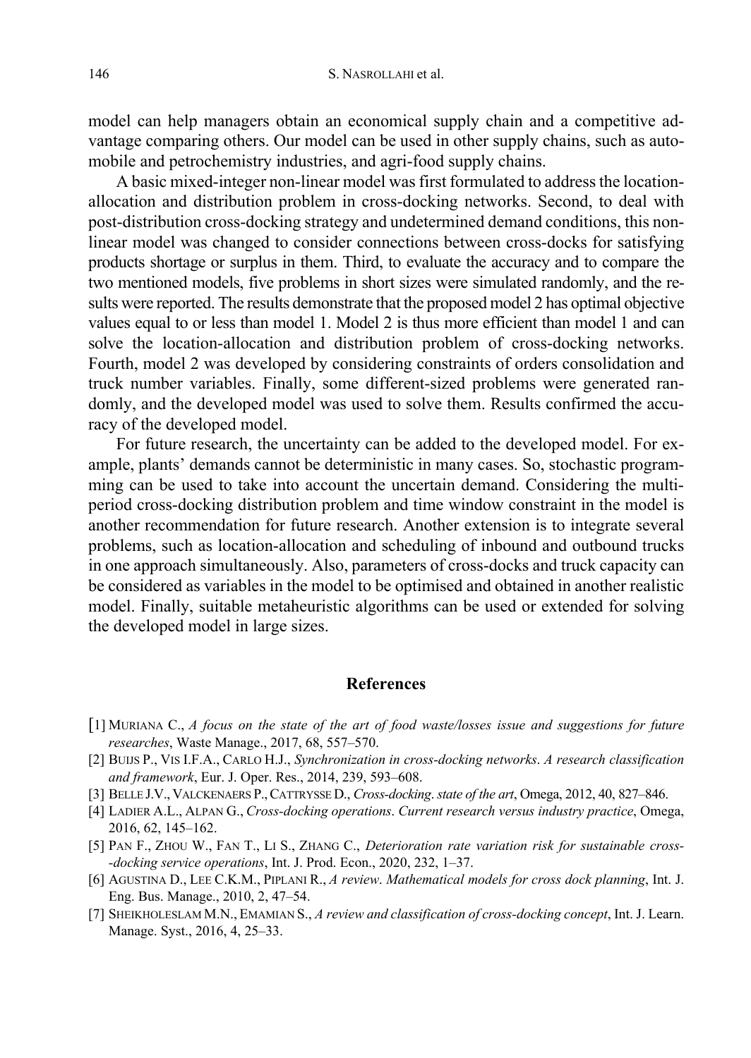model can help managers obtain an economical supply chain and a competitive advantage comparing others. Our model can be used in other supply chains, such as automobile and petrochemistry industries, and agri-food supply chains.

A basic mixed-integer non-linear model was first formulated to address the location-allocation and distribution problem in cross-docking networks. Second, to deal with post-distribution cross-docking strategy and undetermined demand conditions, this non-linear model was changed to consider connections between cross-docks for satisfying products shortage or surplus in them. Third, to evaluate the accuracy and to compare the two mentioned models, five problems in short sizes were simulated randomly, and the results were reported. The results demonstrate that the proposed model 2 has optimal objective values equal to or less than model 1. Model 2 is thus more efficient than model 1 and can solve the location-allocation and distribution problem of cross-docking networks. Fourth, model 2 was developed by considering constraints of orders consolidation and truck number variables. Finally, some different-sized problems were generated randomly, and the developed model was used to solve them. Results confirmed the accuracy of the developed model.

For future research, the uncertainty can be added to the developed model. For example, plants' demands cannot be deterministic in many cases. So, stochastic programming can be used to take into account the uncertain demand. Considering the multi-period cross-docking distribution problem and time window constraint in the model is another recommendation for future research. Another extension is to integrate several problems, such as location-allocation and scheduling of inbound and outbound trucks in one approach simultaneously. Also, parameters of cross-docks and truck capacity can be considered as variables in the model to be optimised and obtained in another realistic model. Finally, suitable metaheuristic algorithms can be used or extended for solving the developed model in large sizes.

## References

[1] MURIANA C., *A focus on the state of the art of food waste/losses issue and suggestions for future researches*, Waste Manage., 2017, 68, 557–570.

[2] BUIJS P., VIS I.F.A., CARLO H.J., *Synchronization in cross-docking networks. A research classification and framework*, Eur. J. Oper. Res., 2014, 239, 593–608.

[3] BELLE J.V., VALCKENAERS P., CATTRYSSE D., *Cross-docking. state of the art*, Omega, 2012, 40, 827–846.

[4] LADIER A.L., ALPAN G., *Cross-docking operations. Current research versus industry practice*, Omega, 2016, 62, 145–162.

[5] PAN F., ZHOU W., FAN T., LI S., ZHANG C., *Deterioration rate variation risk for sustainable cross--docking service operations*, Int. J. Prod. Econ., 2020, 232, 1–37.

[6] AGUSTINA D., LEE C.K.M., PIPLANI R., *A review. Mathematical models for cross dock planning*, Int. J. Eng. Bus. Manage., 2010, 2, 47–54.

[7] SHEIKHOLESLAM M.N., EMAMIAN S., *A review and classification of cross-docking concept*, Int. J. Learn. Manage. Syst., 2016, 4, 25–33.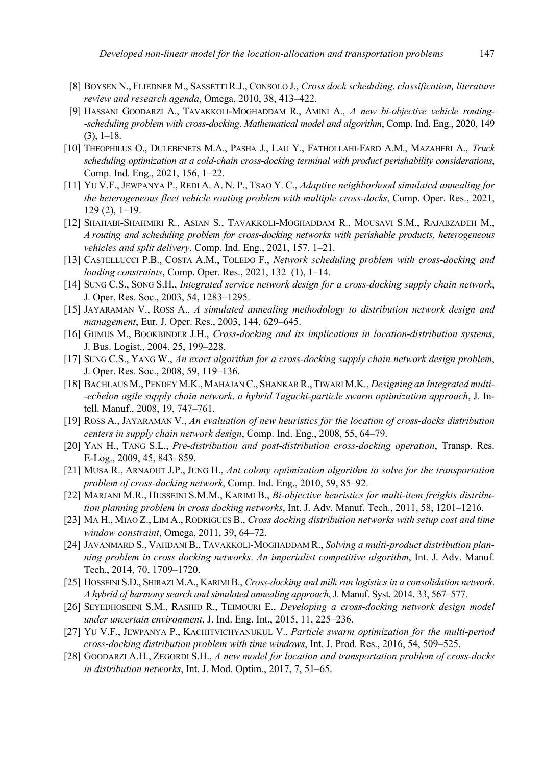[8] BOYSEN N., FLIEDNER M., SASSETTI R.J., CONSOLO J., *Cross dock scheduling. classification, literature review and research agenda*, Omega, 2010, 38, 413–422.

[9] HASSANI GOODARZI A., TAVAKKOLI-MOGHADDAM R., AMINI A., *A new bi-objective vehicle routing-scheduling problem with cross-docking. Mathematical model and algorithm*, Comp. Ind. Eng., 2020, 149 (3), 1–18.

[10] THEOPHILUS O., DULEBENETS M.A., PASHA J., LAU Y., FATHOLLAHI-FARD A.M., MAZAHERI A., *Truck scheduling optimization at a cold-chain cross-docking terminal with product perishability considerations*, Comp. Ind. Eng., 2021, 156, 1–22.

[11] YU V.F., JEWPANYA P., REDI A. A. N. P., TSAO Y. C., *Adaptive neighborhood simulated annealing for the heterogeneous fleet vehicle routing problem with multiple cross-docks*, Comp. Oper. Res., 2021, 129 (2), 1–19.

[12] SHAHABI-SHAHMIRI R., ASIAN S., TAVAKKOLI-MOGHADDAM R., MOUSAVI S.M., RAJABZADEH M., *A routing and scheduling problem for cross-docking networks with perishable products, heterogeneous vehicles and split delivery*, Comp. Ind. Eng., 2021, 157, 1–21.

[13] CASTELLUCCI P.B., COSTA A.M., TOLEDO F., *Network scheduling problem with cross-docking and loading constraints*, Comp. Oper. Res., 2021, 132 (1), 1–14.

[14] SUNG C.S., SONG S.H., *Integrated service network design for a cross-docking supply chain network*, J. Oper. Res. Soc., 2003, 54, 1283–1295.

[15] JAYARAMAN V., ROSS A., *A simulated annealing methodology to distribution network design and management*, Eur. J. Oper. Res., 2003, 144, 629–645.

[16] GUMUS M., BOOKBINDER J.H., *Cross-docking and its implications in location-distribution systems*, J. Bus. Logist., 2004, 25, 199–228.

[17] SUNG C.S., YANG W., *An exact algorithm for a cross-docking supply chain network design problem*, J. Oper. Res. Soc., 2008, 59, 119–136.

[18] BACHLAUS M., PENDEY M.K., MAHAJAN C., SHANKAR R., TIWARI M.K., *Designing an Integrated multi-echelon agile supply chain network. a hybrid Taguchi-particle swarm optimization approach*, J. Intell. Manuf., 2008, 19, 747–761.

[19] ROSS A., JAYARAMAN V., *An evaluation of new heuristics for the location of cross-docks distribution centers in supply chain network design*, Comp. Ind. Eng., 2008, 55, 64–79.

[20] YAN H., TANG S.L., *Pre-distribution and post-distribution cross-docking operation*, Transp. Res. E-Log., 2009, 45, 843–859.

[21] MUSA R., ARNAOUT J.P., JUNG H., *Ant colony optimization algorithm to solve for the transportation problem of cross-docking network*, Comp. Ind. Eng., 2010, 59, 85–92.

[22] MARJANI M.R., HUSSEINI S.M.M., KARIMI B., *Bi-objective heuristics for multi-item freights distribution planning problem in cross docking networks*, Int. J. Adv. Manuf. Tech., 2011, 58, 1201–1216.

[23] MA H., MIAO Z., LIM A., RODRIGUES B., *Cross docking distribution networks with setup cost and time window constraint*, Omega, 2011, 39, 64–72.

[24] JAVANMARD S., VAHDANI B., TAVAKKOLI-MOGHADDAM R., *Solving a multi-product distribution planning problem in cross docking networks. An imperialist competitive algorithm*, Int. J. Adv. Manuf. Tech., 2014, 70, 1709–1720.

[25] HOSSEINI S.D., SHIRAZI M.A., KARIMI B., *Cross-docking and milk run logistics in a consolidation network. A hybrid of harmony search and simulated annealing approach*, J. Manuf. Syst, 2014, 33, 567–577.

[26] SEYEDHOSEINI S.M., RASHID R., TEIMOURI E., *Developing a cross-docking network design model under uncertain environment*, J. Ind. Eng. Int., 2015, 11, 225–236.

[27] YU V.F., JEWPANYA P., KACHITVICHYANUKUL V., *Particle swarm optimization for the multi-period cross-docking distribution problem with time windows*, Int. J. Prod. Res., 2016, 54, 509–525.

[28] GOODARZI A.H., ZEGORDI S.H., *A new model for location and transportation problem of cross-docks in distribution networks*, Int. J. Mod. Optim., 2017, 7, 51–65.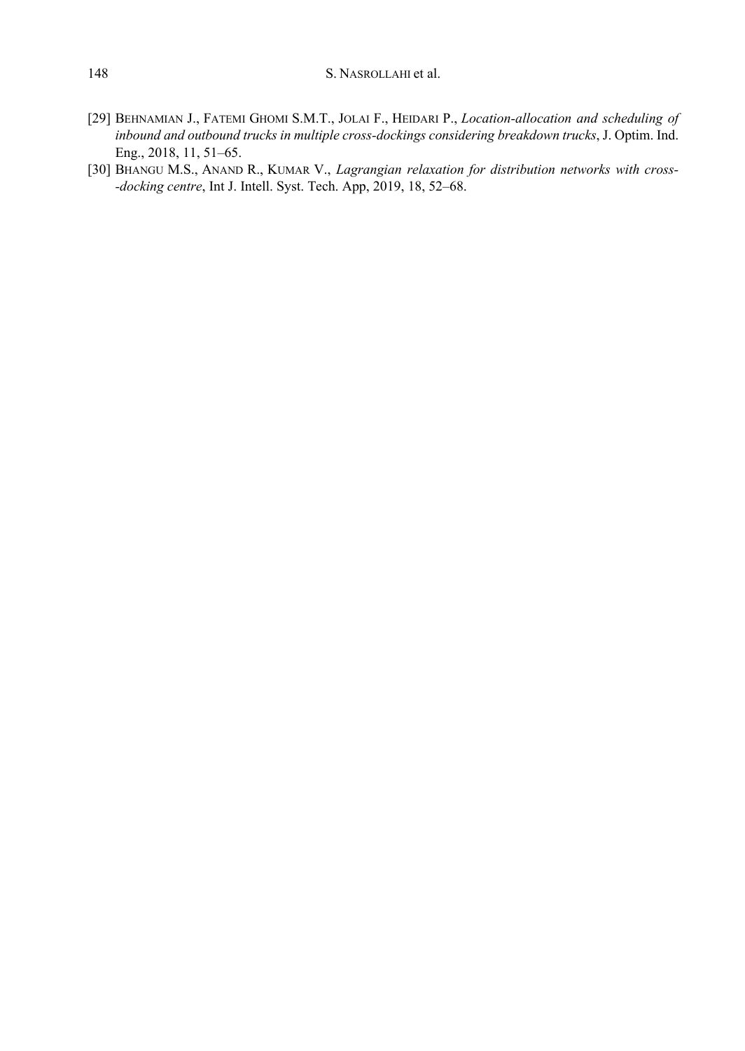[29] BEHNAMIAN J., FATEMI GHOMI S.M.T., JOLAI F., HEIDARI P., *Location-allocation and scheduling of inbound and outbound trucks in multiple cross-dockings considering breakdown trucks*, J. Optim. Ind. Eng., 2018, 11, 51–65.

[30] BHANGU M.S., ANAND R., KUMAR V., *Lagrangian relaxation for distribution networks with cross--docking centre*, Int J. Intell. Syst. Tech. App, 2019, 18, 52–68.